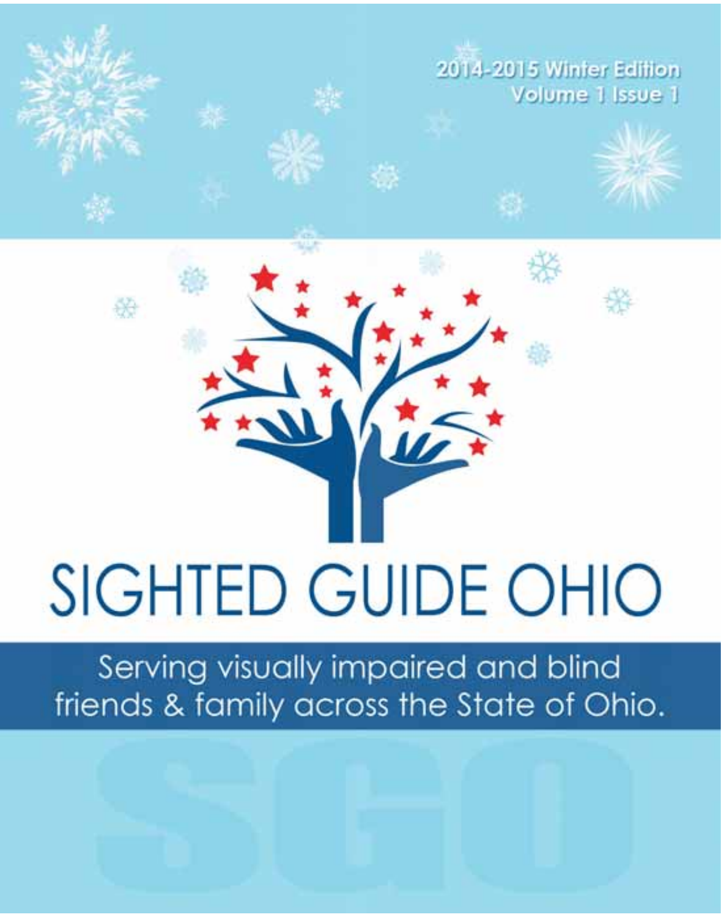2014-2015 Winter Edition
Volume 1 Issue 1

# SIGHTED GUIDE OHIO

Serving visually impaired and blind friends & family across the State of Ohio.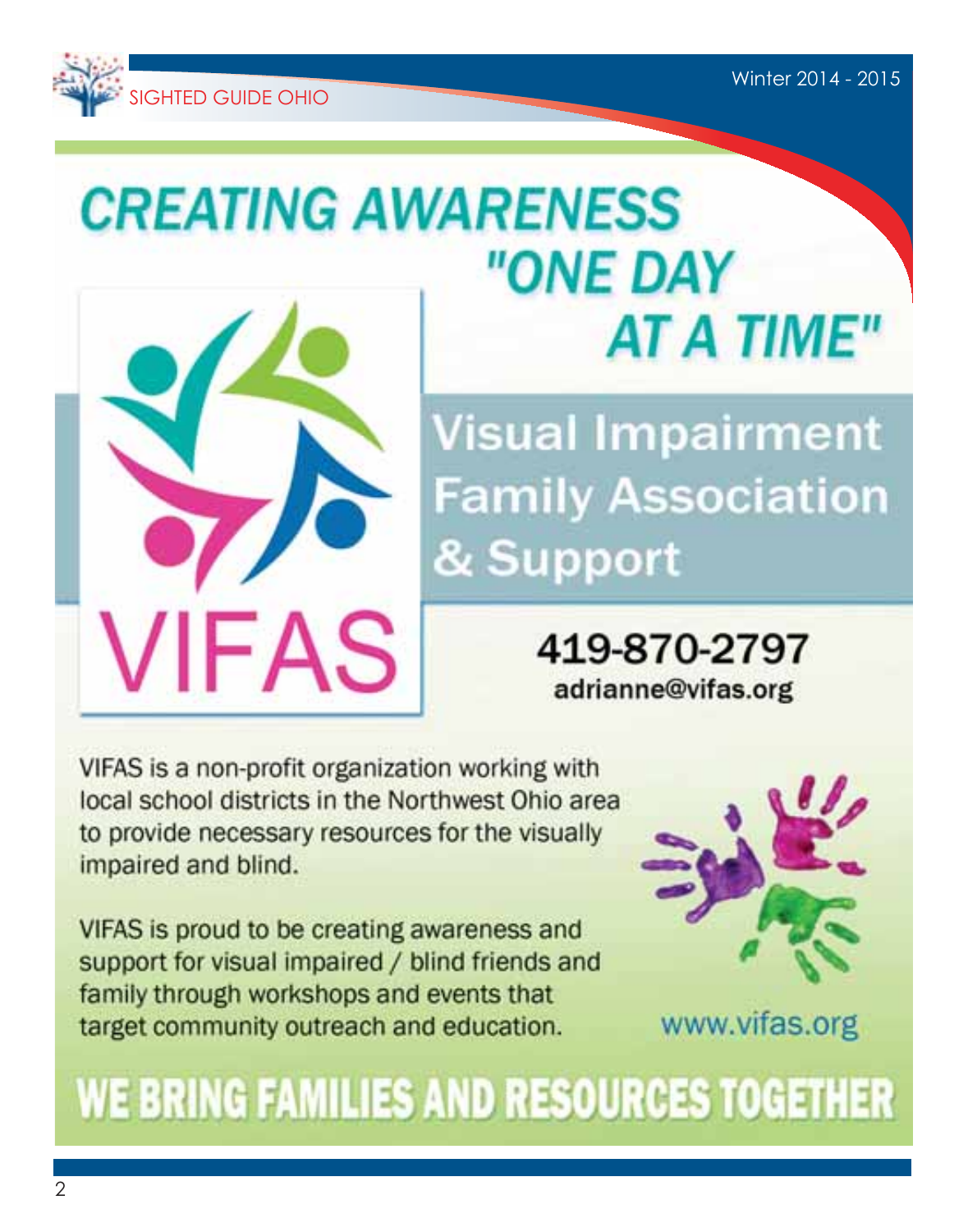# CREATING AWARENESS "ONE DAY AT A TIME"

## Visual Impairment Family Association & Support

VIFAS

**419-870-2797**
**adrianne@vifas.org**

VIFAS is a non-profit organization working with local school districts in the Northwest Ohio area to provide necessary resources for the visually impaired and blind.

VIFAS is proud to be creating awareness and support for visual impaired / blind friends and family through workshops and events that target community outreach and education.

www.vifas.org

## WE BRING FAMILIES AND RESOURCES TOGETHER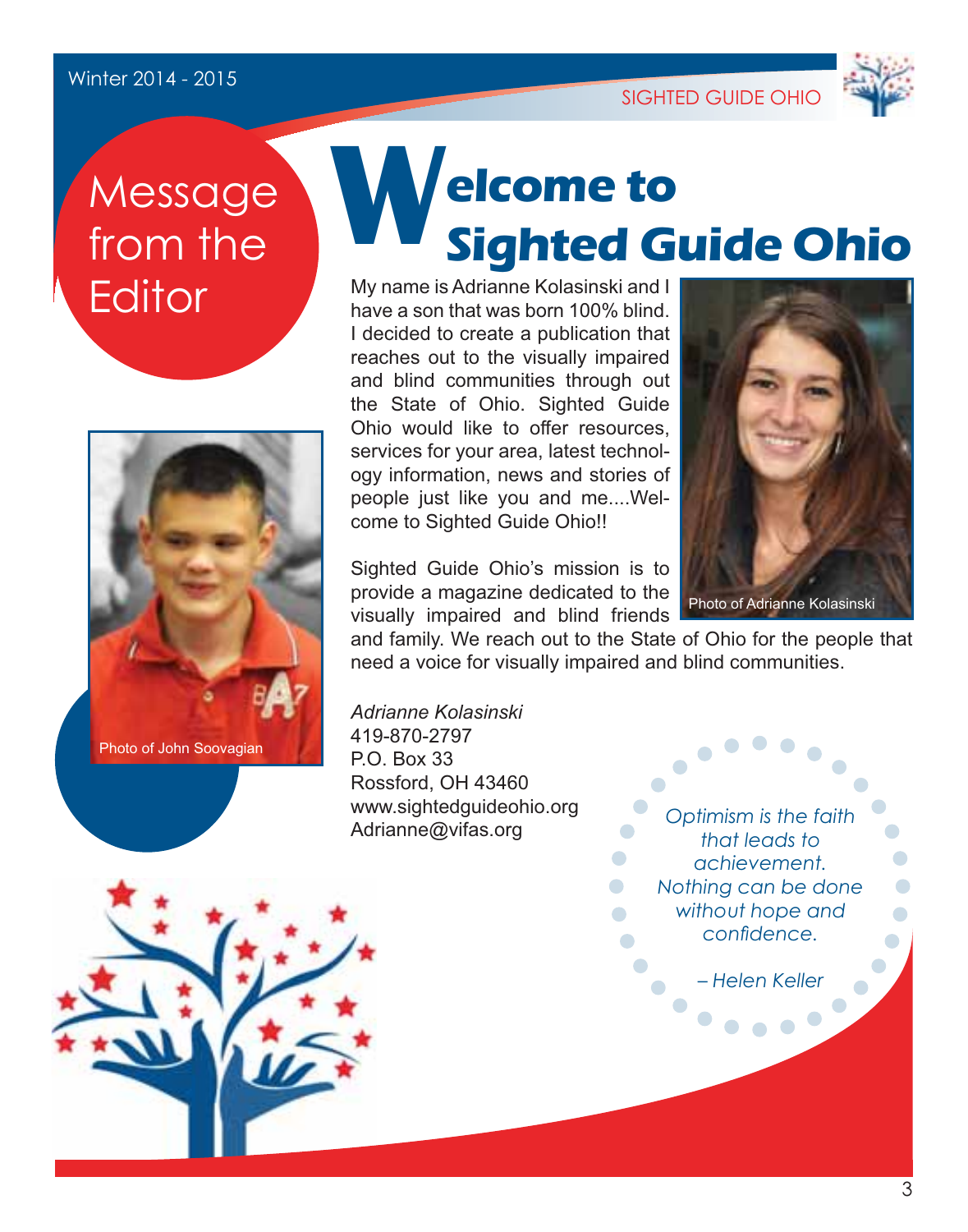# Message from the Editor

# Welcome to Sighted Guide Ohio

My name is Adrianne Kolasinski and I have a son that was born 100% blind. I decided to create a publication that reaches out to the visually impaired and blind communities through out the State of Ohio. Sighted Guide Ohio would like to offer resources, services for your area, latest technology information, news and stories of people just like you and me....Welcome to Sighted Guide Ohio!!

Photo of Adrianne Kolasinski

Photo of John Soovagian

Sighted Guide Ohio's mission is to provide a magazine dedicated to the visually impaired and blind friends and family. We reach out to the State of Ohio for the people that need a voice for visually impaired and blind communities.

*Adrianne Kolasinski*
419-870-2797
P.O. Box 33
Rossford, OH 43460
www.sightedguideohio.org
Adrianne@vifas.org

*Optimism is the faith that leads to achievement. Nothing can be done without hope and confidence.*

*– Helen Keller*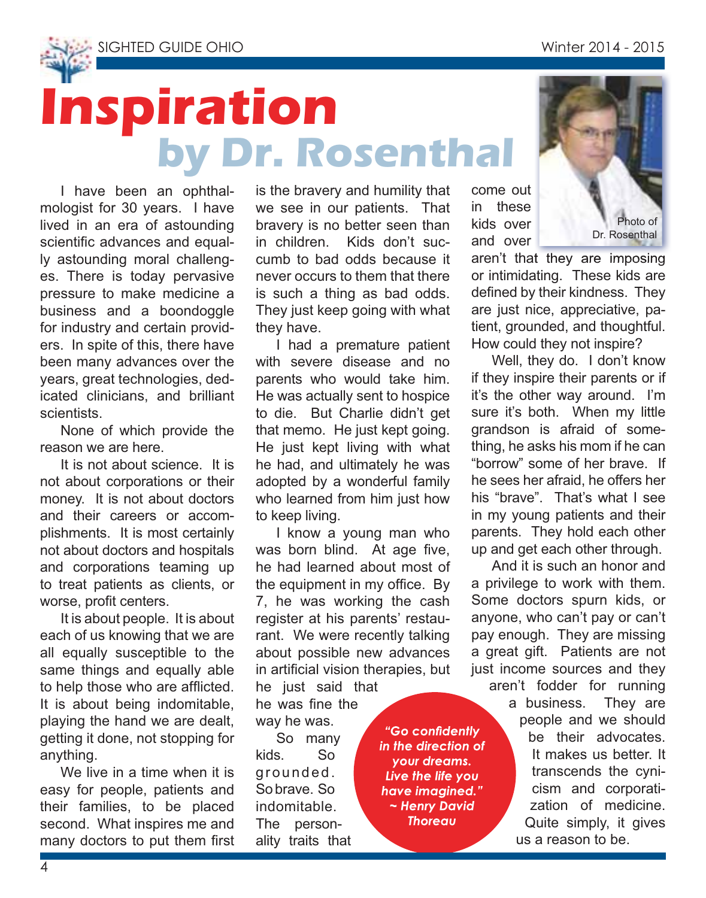# Inspiration

## by Dr. Rosenthal

Photo of Dr. Rosenthal

I have been an ophthalmologist for 30 years. I have lived in an era of astounding scientific advances and equally astounding moral challenges. There is today pervasive pressure to make medicine a business and a boondoggle for industry and certain providers. In spite of this, there have been many advances over the years, great technologies, dedicated clinicians, and brilliant scientists.

None of which provide the reason we are here.

It is not about science. It is not about corporations or their money. It is not about doctors and their careers or accomplishments. It is most certainly not about doctors and hospitals and corporations teaming up to treat patients as clients, or worse, profit centers.

It is about people. It is about each of us knowing that we are all equally susceptible to the same things and equally able to help those who are afflicted. It is about being indomitable, playing the hand we are dealt, getting it done, not stopping for anything.

We live in a time when it is easy for people, patients and their families, to be placed second. What inspires me and many doctors to put them first is the bravery and humility that we see in our patients. That bravery is no better seen than in children. Kids don't succumb to bad odds because it never occurs to them that there is such a thing as bad odds. They just keep going with what they have.

I had a premature patient with severe disease and no parents who would take him. He was actually sent to hospice to die. But Charlie didn't get that memo. He just kept going. He just kept living with what he had, and ultimately he was adopted by a wonderful family who learned from him just how to keep living.

I know a young man who was born blind. At age five, he had learned about most of the equipment in my office. By 7, he was working the cash register at his parents' restaurant. We were recently talking about possible new advances in artificial vision therapies, but he just said that he was fine the way he was.

So many kids. So grounded. So brave. So indomitable. The personality traits that come out in these kids over and over aren't that they are imposing or intimidating. These kids are defined by their kindness. They are just nice, appreciative, patient, grounded, and thoughtful. How could they not inspire?

Well, they do. I don't know if they inspire their parents or if it's the other way around. I'm sure it's both. When my little grandson is afraid of something, he asks his mom if he can "borrow" some of her brave. If he sees her afraid, he offers her his "brave". That's what I see in my young patients and their parents. They hold each other up and get each other through.

And it is such an honor and a privilege to work with them. Some doctors spurn kids, or anyone, who can't pay or can't pay enough. They are missing a great gift. Patients are not just income sources and they aren't fodder for running a business. They are people and we should be their advocates. It makes us better. It transcends the cynicism and corporatization of medicine. Quite simply, it gives us a reason to be.

> ***"Go confidently in the direction of your dreams. Live the life you have imagined." ~ Henry David Thoreau***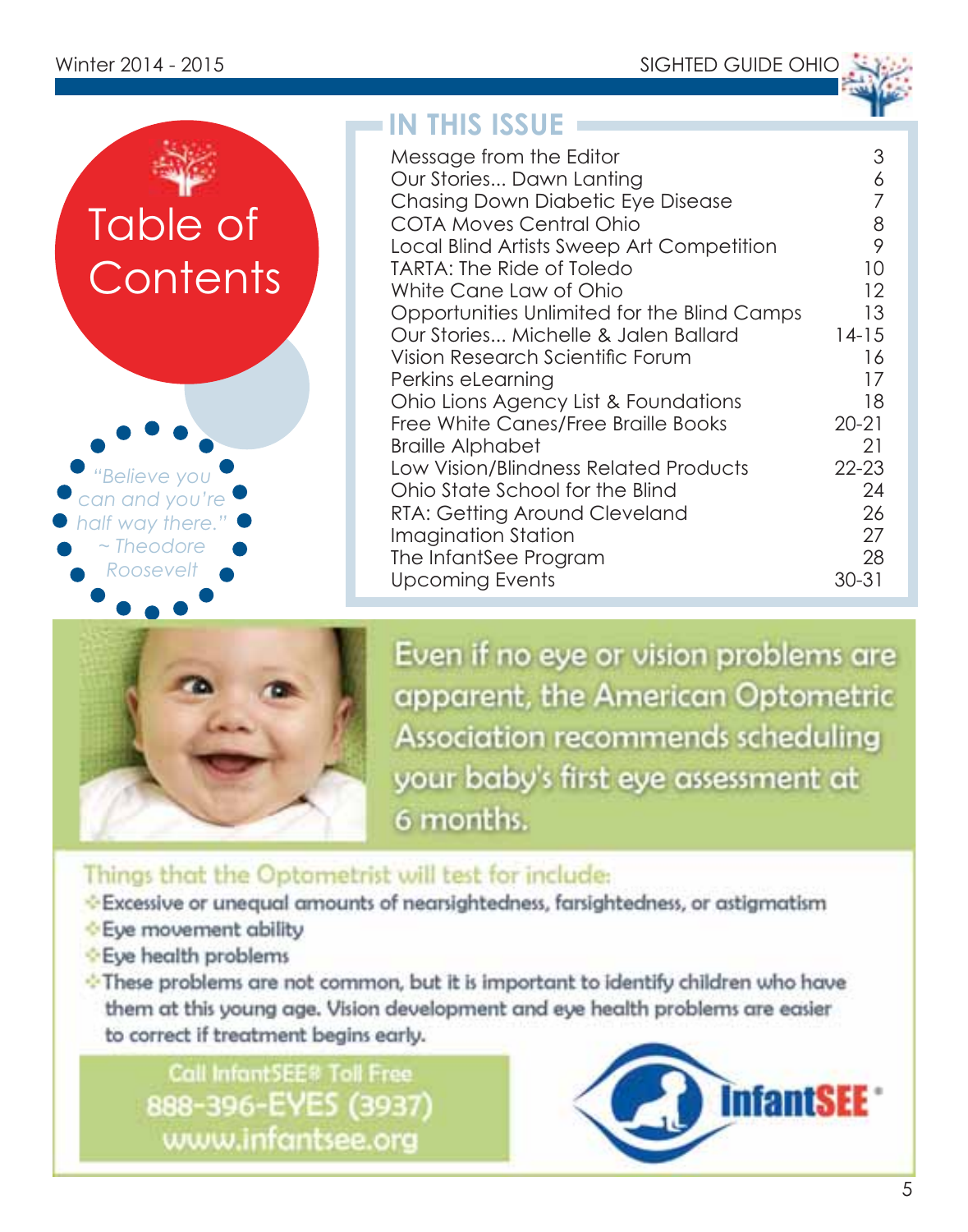# Table of Contents

*"Believe you can and you're half way there." ~ Theodore Roosevelt*

## IN THIS ISSUE

| | |
|---|---|
| Message from the Editor | 3 |
| Our Stories... Dawn Lanting | 6 |
| Chasing Down Diabetic Eye Disease | 7 |
| COTA Moves Central Ohio | 8 |
| Local Blind Artists Sweep Art Competition | 9 |
| TARTA: The Ride of Toledo | 10 |
| White Cane Law of Ohio | 12 |
| Opportunities Unlimited for the Blind Camps | 13 |
| Our Stories... Michelle & Jalen Ballard | 14-15 |
| Vision Research Scientific Forum | 16 |
| Perkins eLearning | 17 |
| Ohio Lions Agency List & Foundations | 18 |
| Free White Canes/Free Braille Books | 20-21 |
| Braille Alphabet | 21 |
| Low Vision/Blindness Related Products | 22-23 |
| Ohio State School for the Blind | 24 |
| RTA: Getting Around Cleveland | 26 |
| Imagination Station | 27 |
| The InfantSee Program | 28 |
| Upcoming Events | 30-31 |

Even if no eye or vision problems are apparent, the American Optometric Association recommends scheduling your baby's first eye assessment at 6 months.

Things that the Optometrist will test for include:

- Excessive or unequal amounts of nearsightedness, farsightedness, or astigmatism
- Eye movement ability
- Eye health problems
- These problems are not common, but it is important to identify children who have them at this young age. Vision development and eye health problems are easier to correct if treatment begins early.

Call InfantSEE® Toll Free
888-396-EYES (3937)
www.infantsee.org

InfantSEE®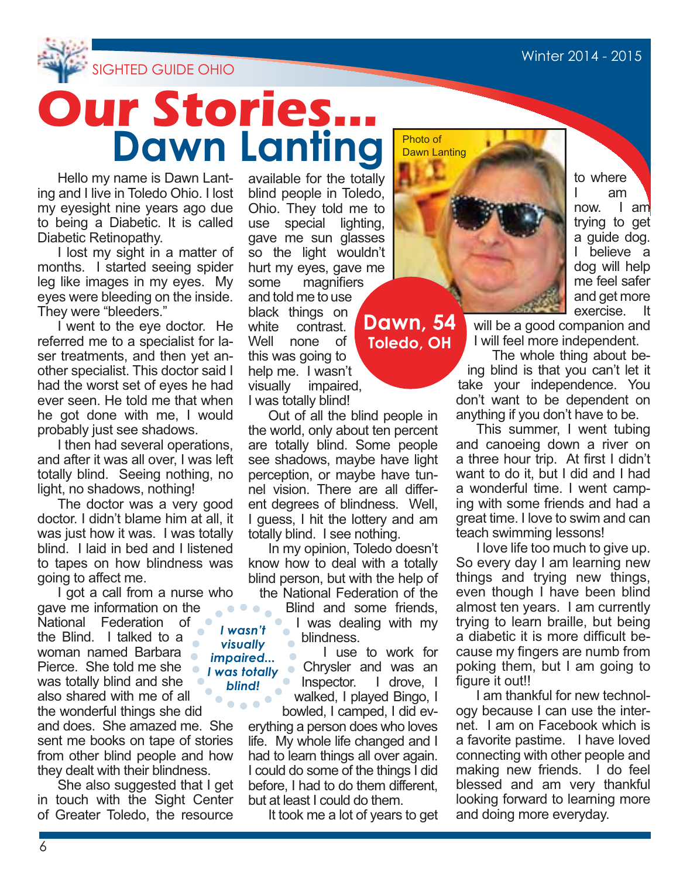# Our Stories...

## Dawn Lanting

Photo of Dawn Lanting

**Dawn, 54**
**Toledo, OH**

Hello my name is Dawn Lanting and I live in Toledo Ohio. I lost my eyesight nine years ago due to being a Diabetic. It is called Diabetic Retinopathy.

I lost my sight in a matter of months. I started seeing spider leg like images in my eyes. My eyes were bleeding on the inside. They were “bleeders.”

I went to the eye doctor. He referred me to a specialist for laser treatments, and then yet another specialist. This doctor said I had the worst set of eyes he had ever seen. He told me that when he got done with me, I would probably just see shadows.

I then had several operations, and after it was all over, I was left totally blind. Seeing nothing, no light, no shadows, nothing!

The doctor was a very good doctor. I didn’t blame him at all, it was just how it was. I was totally blind. I laid in bed and I listened to tapes on how blindness was going to affect me.

I got a call from a nurse who gave me information on the National Federation of the Blind. I talked to a woman named Barbara Pierce. She told me she was totally blind and she also shared with me of all the wonderful things she did and does. She amazed me. She sent me books on tape of stories from other blind people and how they dealt with their blindness.

She also suggested that I get in touch with the Sight Center of Greater Toledo, the resource available for the totally blind people in Toledo, Ohio. They told me to use special lighting, gave me sun glasses so the light wouldn’t hurt my eyes, gave me some magnifiers and told me to use black things on white contrast. Well none of this was going to help me. I wasn’t visually impaired, I was totally blind!

*I wasn’t visually impaired... I was totally blind!*

Out of all the blind people in the world, only about ten percent are totally blind. Some people see shadows, maybe have light perception, or maybe have tunnel vision. There are all different degrees of blindness. Well, I guess, I hit the lottery and am totally blind. I see nothing.

In my opinion, Toledo doesn’t know how to deal with a totally blind person, but with the help of the National Federation of the Blind and some friends, I was dealing with my blindness.

I use to work for Chrysler and was an Inspector. I drove, I walked, I played Bingo, I bowled, I camped, I did everything a person does who loves life. My whole life changed and I had to learn things all over again. I could do some of the things I did before, I had to do them different, but at least I could do them.

It took me a lot of years to get to where I am now. I am trying to get a guide dog. I believe a dog will help me feel safer and get more exercise. It will be a good companion and I will feel more independent.

The whole thing about being blind is that you can’t let it take your independence. You don’t want to be dependent on anything if you don’t have to be.

This summer, I went tubing and canoeing down a river on a three hour trip. At first I didn’t want to do it, but I did and I had a wonderful time. I went camping with some friends and had a great time. I love to swim and can teach swimming lessons!

I love life too much to give up. So every day I am learning new things and trying new things, even though I have been blind almost ten years. I am currently trying to learn braille, but being a diabetic it is more difficult because my fingers are numb from poking them, but I am going to figure it out!!

I am thankful for new technology because I can use the internet. I am on Facebook which is a favorite pastime. I have loved connecting with other people and making new friends. I do feel blessed and am very thankful looking forward to learning more and doing more everyday.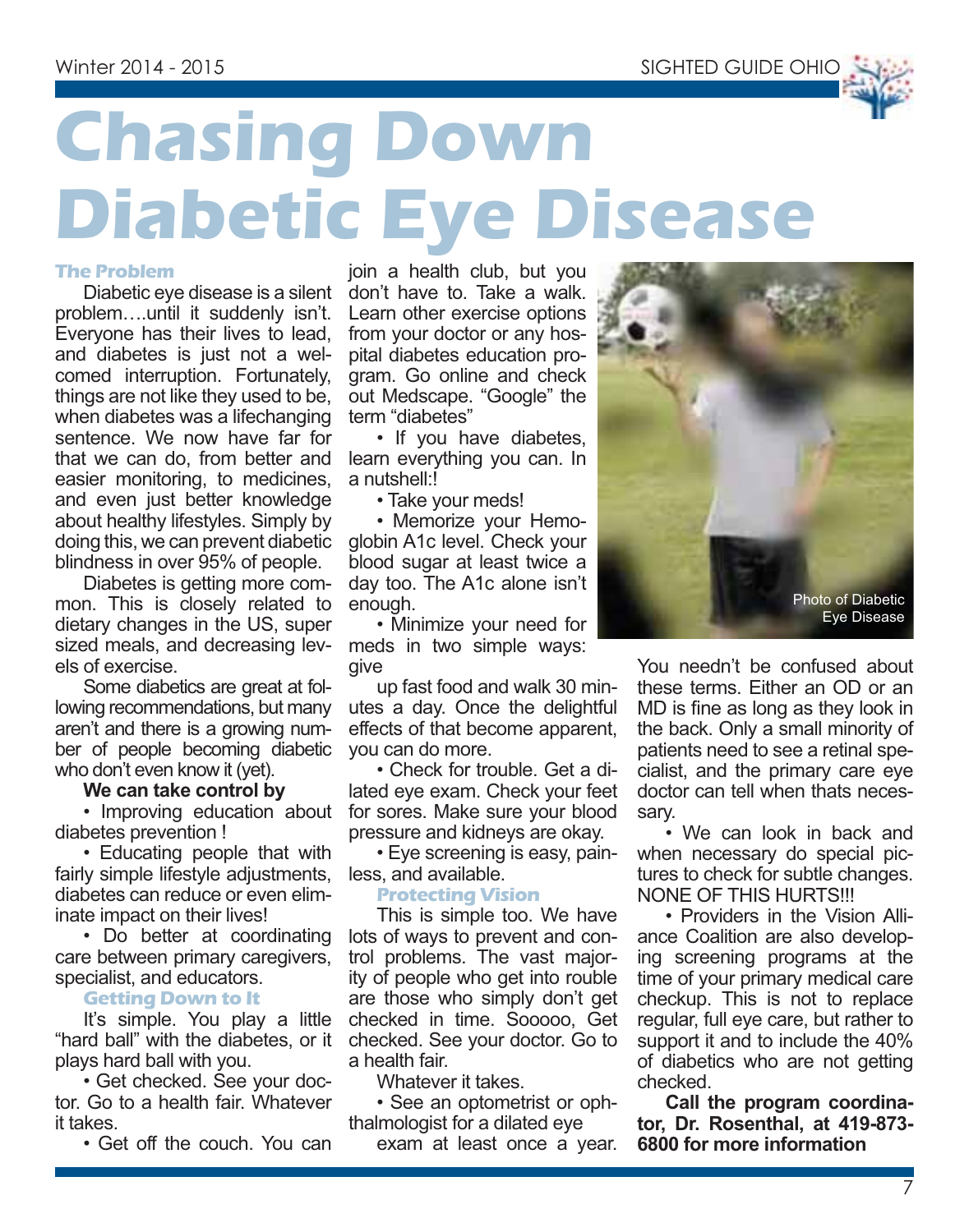# Chasing Down Diabetic Eye Disease

### The Problem

Diabetic eye disease is a silent problem….until it suddenly isn't. Everyone has their lives to lead, and diabetes is just not a welcomed interruption. Fortunately, things are not like they used to be, when diabetes was a lifechanging sentence. We now have far for that we can do, from better and easier monitoring, to medicines, and even just better knowledge about healthy lifestyles. Simply by doing this, we can prevent diabetic blindness in over 95% of people.

Diabetes is getting more common. This is closely related to dietary changes in the US, super sized meals, and decreasing levels of exercise.

Some diabetics are great at following recommendations, but many aren't and there is a growing number of people becoming diabetic who don't even know it (yet).

**We can take control by**

- Improving education about diabetes prevention !
- Educating people that with fairly simple lifestyle adjustments, diabetes can reduce or even eliminate impact on their lives!
- Do better at coordinating care between primary caregivers, specialist, and educators.

### Getting Down to It

It's simple. You play a little "hard ball" with the diabetes, or it plays hard ball with you.

- Get checked. See your doctor. Go to a health fair. Whatever it takes.
- Get off the couch. You can join a health club, but you don't have to. Take a walk. Learn other exercise options from your doctor or any hospital diabetes education program. Go online and check out Medscape. "Google" the term "diabetes"
- If you have diabetes, learn everything you can. In a nutshell:!
- Take your meds!
- Memorize your Hemoglobin A1c level. Check your blood sugar at least twice a day too. The A1c alone isn't enough.
- Minimize your need for meds in two simple ways: give

up fast food and walk 30 minutes a day. Once the delightful effects of that become apparent, you can do more.

- Check for trouble. Get a dilated eye exam. Check your feet for sores. Make sure your blood pressure and kidneys are okay.
- Eye screening is easy, painless, and available.

### Protecting Vision

This is simple too. We have lots of ways to prevent and control problems. The vast majority of people who get into rouble are those who simply don't get checked in time. Sooooo, Get checked. See your doctor. Go to a health fair.

Whatever it takes.

- See an optometrist or ophthalmologist for a dilated eye

exam at least once a year.

Photo of Diabetic Eye Disease

You needn't be confused about these terms. Either an OD or an MD is fine as long as they look in the back. Only a small minority of patients need to see a retinal specialist, and the primary care eye doctor can tell when thats necessary.

- We can look in back and when necessary do special pictures to check for subtle changes. NONE OF THIS HURTS!!!
- Providers in the Vision Alliance Coalition are also developing screening programs at the time of your primary medical care checkup. This is not to replace regular, full eye care, but rather to support it and to include the 40% of diabetics who are not getting checked.

**Call the program coordinator, Dr. Rosenthal, at 419-873-6800 for more information**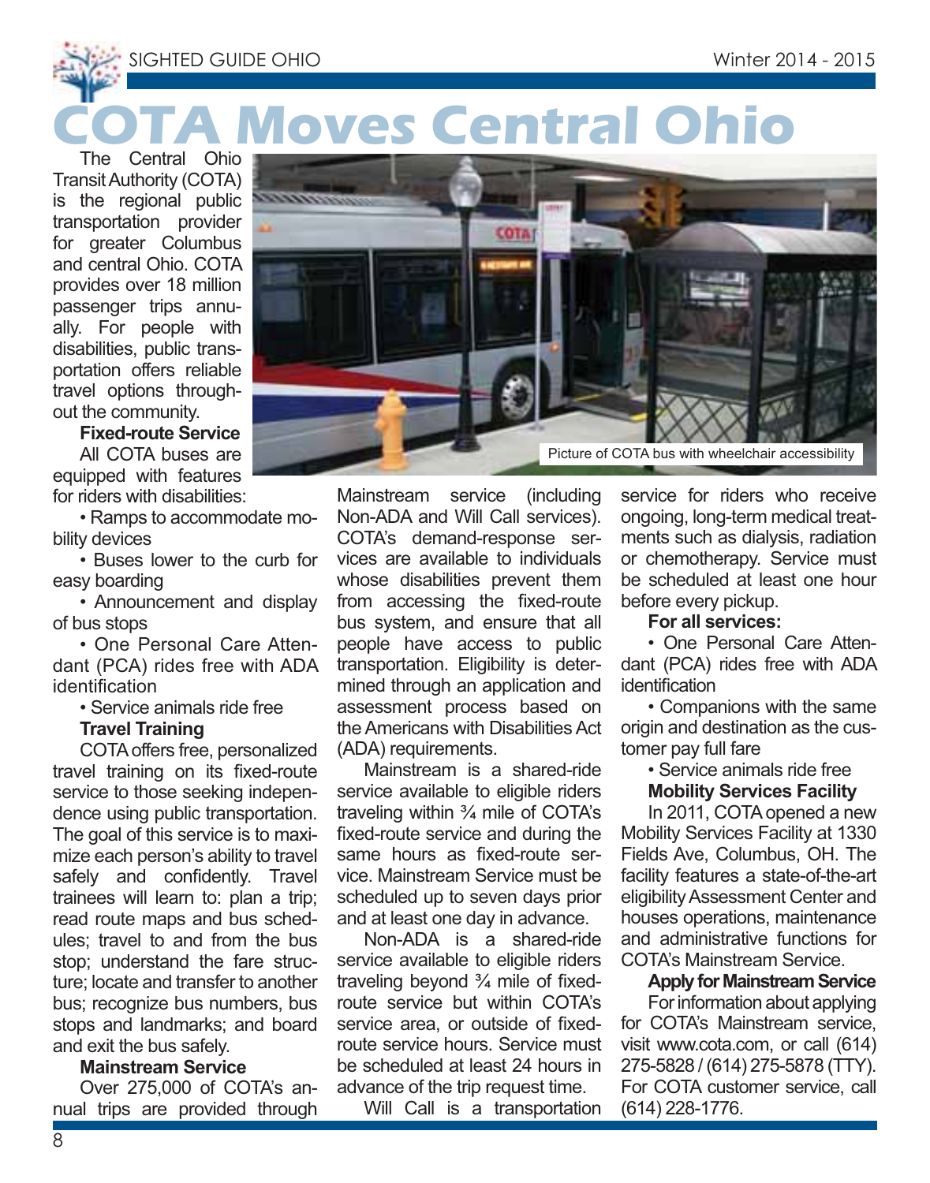# COTA Moves Central Ohio

The Central Ohio Transit Authority (COTA) is the regional public transportation provider for greater Columbus and central Ohio. COTA provides over 18 million passenger trips annually. For people with disabilities, public transportation offers reliable travel options throughout the community.

Picture of COTA bus with wheelchair accessibility

**Fixed-route Service**

All COTA buses are equipped with features for riders with disabilities:

- Ramps to accommodate mobility devices
- Buses lower to the curb for easy boarding
- Announcement and display of bus stops
- One Personal Care Attendant (PCA) rides free with ADA identification
- Service animals ride free

**Travel Training**

COTA offers free, personalized travel training on its fixed-route service to those seeking independence using public transportation. The goal of this service is to maximize each person's ability to travel safely and confidently. Travel trainees will learn to: plan a trip; read route maps and bus schedules; travel to and from the bus stop; understand the fare structure; locate and transfer to another bus; recognize bus numbers, bus stops and landmarks; and board and exit the bus safely.

**Mainstream Service**

Over 275,000 of COTA's annual trips are provided through Mainstream service (including Non-ADA and Will Call services). COTA's demand-response services are available to individuals whose disabilities prevent them from accessing the fixed-route bus system, and ensure that all people have access to public transportation. Eligibility is determined through an application and assessment process based on the Americans with Disabilities Act (ADA) requirements.

Mainstream is a shared-ride service available to eligible riders traveling within ¾ mile of COTA's fixed-route service and during the same hours as fixed-route service. Mainstream Service must be scheduled up to seven days prior and at least one day in advance.

Non-ADA is a shared-ride service available to eligible riders traveling beyond ¾ mile of fixed-route service but within COTA's service area, or outside of fixed-route service hours. Service must be scheduled at least 24 hours in advance of the trip request time.

Will Call is a transportation service for riders who receive ongoing, long-term medical treatments such as dialysis, radiation or chemotherapy. Service must be scheduled at least one hour before every pickup.

**For all services:**

- One Personal Care Attendant (PCA) rides free with ADA identification
- Companions with the same origin and destination as the customer pay full fare
- Service animals ride free

**Mobility Services Facility**

In 2011, COTA opened a new Mobility Services Facility at 1330 Fields Ave, Columbus, OH. The facility features a state-of-the-art eligibility Assessment Center and houses operations, maintenance and administrative functions for COTA's Mainstream Service.

**Apply for Mainstream Service**

For information about applying for COTA's Mainstream service, visit www.cota.com, or call (614) 275-5828 / (614) 275-5878 (TTY). For COTA customer service, call (614) 228-1776.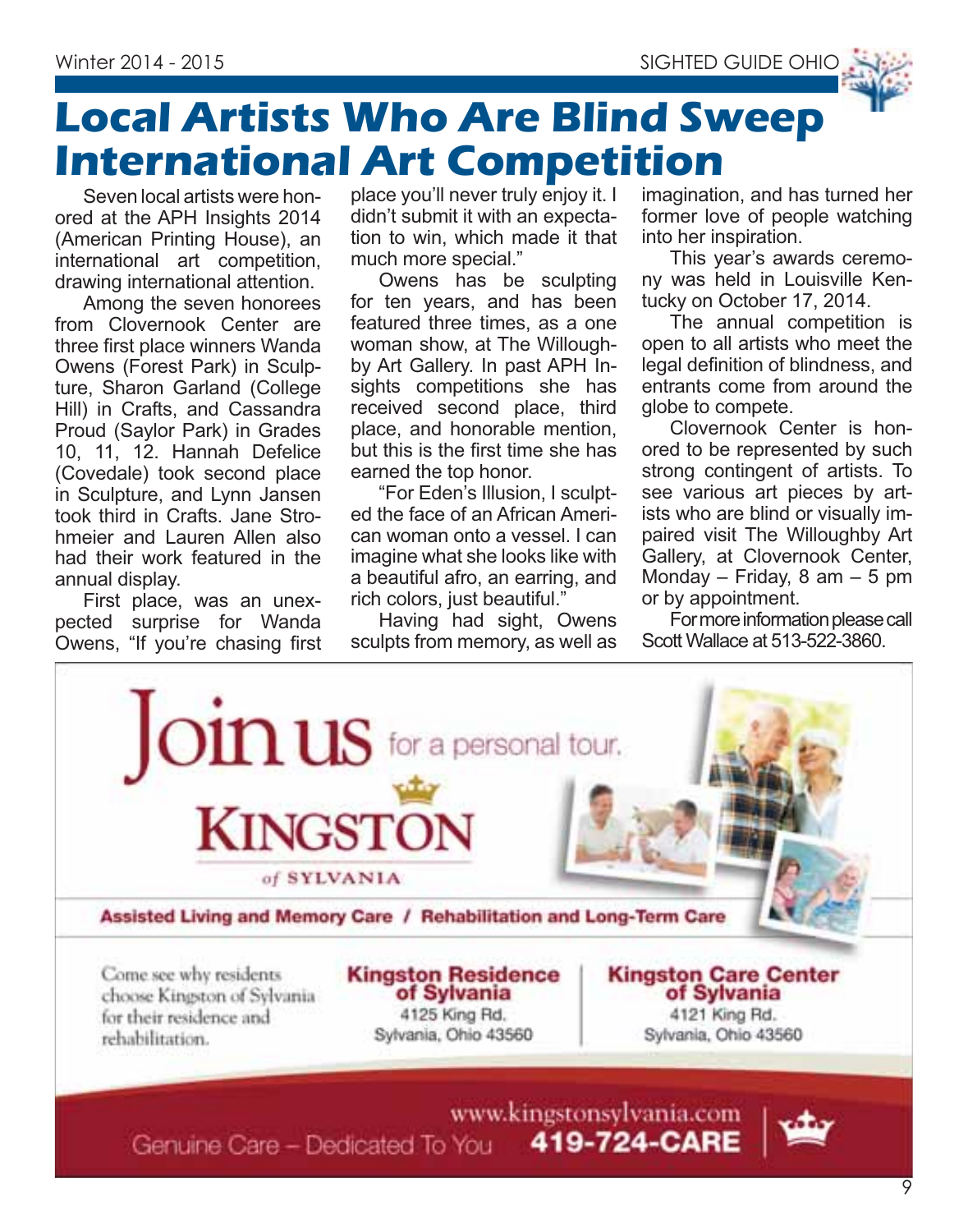// Local Artists Who Are Blind Sweep International Art Competition

# Local Artists Who Are Blind Sweep International Art Competition

Seven local artists were honored at the APH Insights 2014 (American Printing House), an international art competition, drawing international attention.

Among the seven honorees from Clovernook Center are three first place winners Wanda Owens (Forest Park) in Sculpture, Sharon Garland (College Hill) in Crafts, and Cassandra Proud (Saylor Park) in Grades 10, 11, 12. Hannah Defelice (Covedale) took second place in Sculpture, and Lynn Jansen took third in Crafts. Jane Strohmeier and Lauren Allen also had their work featured in the annual display.

First place, was an unexpected surprise for Wanda Owens, "If you're chasing first place you'll never truly enjoy it. I didn't submit it with an expectation to win, which made it that much more special."

Owens has be sculpting for ten years, and has been featured three times, as a one woman show, at The Willoughby Art Gallery. In past APH Insights competitions she has received second place, third place, and honorable mention, but this is the first time she has earned the top honor.

"For Eden's Illusion, I sculpted the face of an African American woman onto a vessel. I can imagine what she looks like with a beautiful afro, an earring, and rich colors, just beautiful."

Having had sight, Owens sculpts from memory, as well as imagination, and has turned her former love of people watching into her inspiration.

This year's awards ceremony was held in Louisville Kentucky on October 17, 2014.

The annual competition is open to all artists who meet the legal definition of blindness, and entrants come from around the globe to compete.

Clovernook Center is honored to be represented by such strong contingent of artists. To see various art pieces by artists who are blind or visually impaired visit The Willoughby Art Gallery, at Clovernook Center, Monday – Friday, 8 am – 5 pm or by appointment.

For more information please call Scott Wallace at 513-522-3860.

---

**Join us** for a personal tour.

**KINGSTON** of SYLVANIA

**Assisted Living and Memory Care / Rehabilitation and Long-Term Care**

Come see why residents choose Kingston of Sylvania for their residence and rehabilitation.

**Kingston Residence of Sylvania**
4125 King Rd.
Sylvania, Ohio 43560

**Kingston Care Center of Sylvania**
4121 King Rd.
Sylvania, Ohio 43560

www.kingstonsylvania.com

Genuine Care – Dedicated To You **419-724-CARE**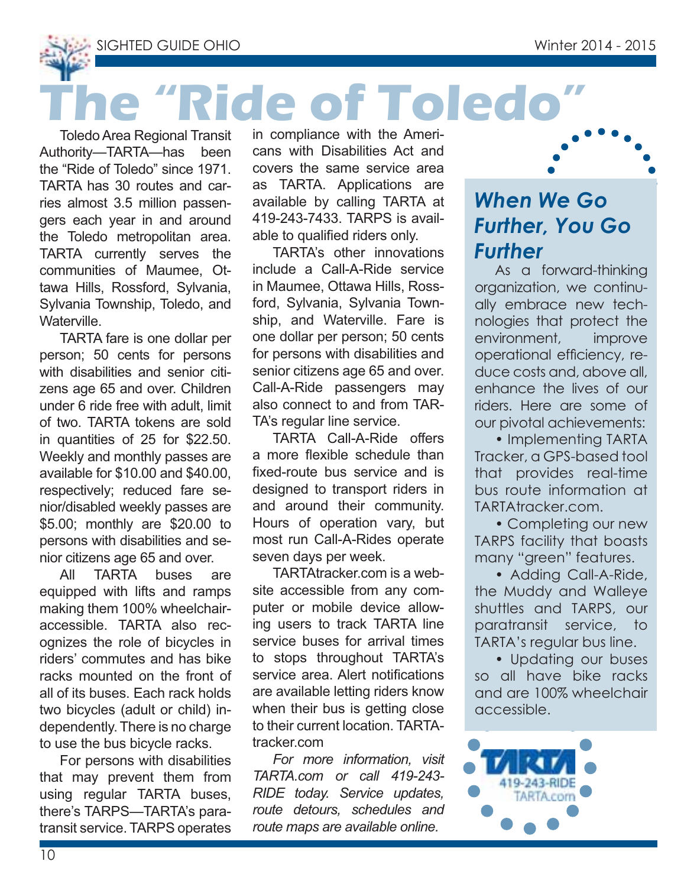# The "Ride of Toledo"

Toledo Area Regional Transit Authority—TARTA—has been the "Ride of Toledo" since 1971. TARTA has 30 routes and carries almost 3.5 million passengers each year in and around the Toledo metropolitan area. TARTA currently serves the communities of Maumee, Ottawa Hills, Rossford, Sylvania, Sylvania Township, Toledo, and Waterville.

TARTA fare is one dollar per person; 50 cents for persons with disabilities and senior citizens age 65 and over. Children under 6 ride free with adult, limit of two. TARTA tokens are sold in quantities of 25 for $22.50. Weekly and monthly passes are available for $10.00 and $40.00, respectively; reduced fare senior/disabled weekly passes are $5.00; monthly are $20.00 to persons with disabilities and senior citizens age 65 and over.

All TARTA buses are equipped with lifts and ramps making them 100% wheelchair-accessible. TARTA also recognizes the role of bicycles in riders' commutes and has bike racks mounted on the front of all of its buses. Each rack holds two bicycles (adult or child) independently. There is no charge to use the bus bicycle racks.

For persons with disabilities that may prevent them from using regular TARTA buses, there's TARPS—TARTA's paratransit service. TARPS operates in compliance with the Americans with Disabilities Act and covers the same service area as TARTA. Applications are available by calling TARTA at 419-243-7433. TARPS is available to qualified riders only.

TARTA's other innovations include a Call-A-Ride service in Maumee, Ottawa Hills, Rossford, Sylvania, Sylvania Township, and Waterville. Fare is one dollar per person; 50 cents for persons with disabilities and senior citizens age 65 and over. Call-A-Ride passengers may also connect to and from TARTA's regular line service.

TARTA Call-A-Ride offers a more flexible schedule than fixed-route bus service and is designed to transport riders in and around their community. Hours of operation vary, but most run Call-A-Rides operate seven days per week.

TARTAtracker.com is a website accessible from any computer or mobile device allowing users to track TARTA line service buses for arrival times to stops throughout TARTA's service area. Alert notifications are available letting riders know when their bus is getting close to their current location. TARTAtracker.com

*For more information, visit TARTA.com or call 419-243-RIDE today. Service updates, route detours, schedules and route maps are available online.*

## *When We Go Further, You Go Further*

As a forward-thinking organization, we continually embrace new technologies that protect the environment, improve operational efficiency, reduce costs and, above all, enhance the lives of our riders. Here are some of our pivotal achievements:

- Implementing TARTA Tracker, a GPS-based tool that provides real-time bus route information at TARTAtracker.com.
- Completing our new TARPS facility that boasts many "green" features.
- Adding Call-A-Ride, the Muddy and Walleye shuttles and TARPS, our paratransit service, to TARTA's regular bus line.
- Updating our buses so all have bike racks and are 100% wheelchair accessible.

TARTA
419-243-RIDE
TARTA.com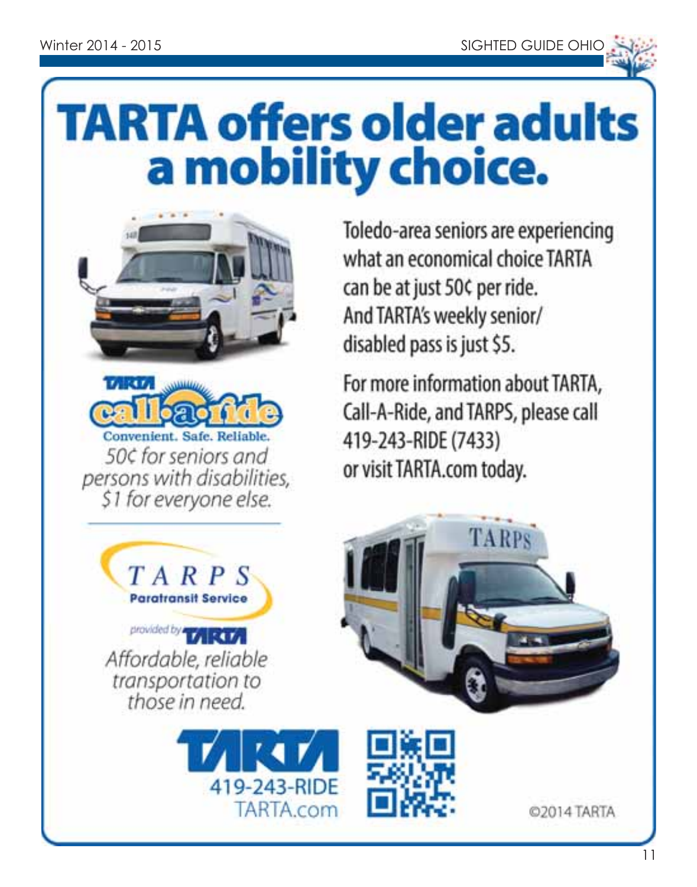# TARTA offers older adults a mobility choice.

TARTA call-a-ride

Convenient. Safe. Reliable.

*50¢ for seniors and persons with disabilities, $1 for everyone else.*

Toledo-area seniors are experiencing what an economical choice TARTA can be at just 50¢ per ride. And TARTA's weekly senior/disabled pass is just $5.

For more information about TARTA, Call-A-Ride, and TARPS, please call 419-243-RIDE (7433) or visit TARTA.com today.

TARPS Paratransit Service

provided by TARTA

*Affordable, reliable transportation to those in need.*

TARTA
419-243-RIDE
TARTA.com

©2014 TARTA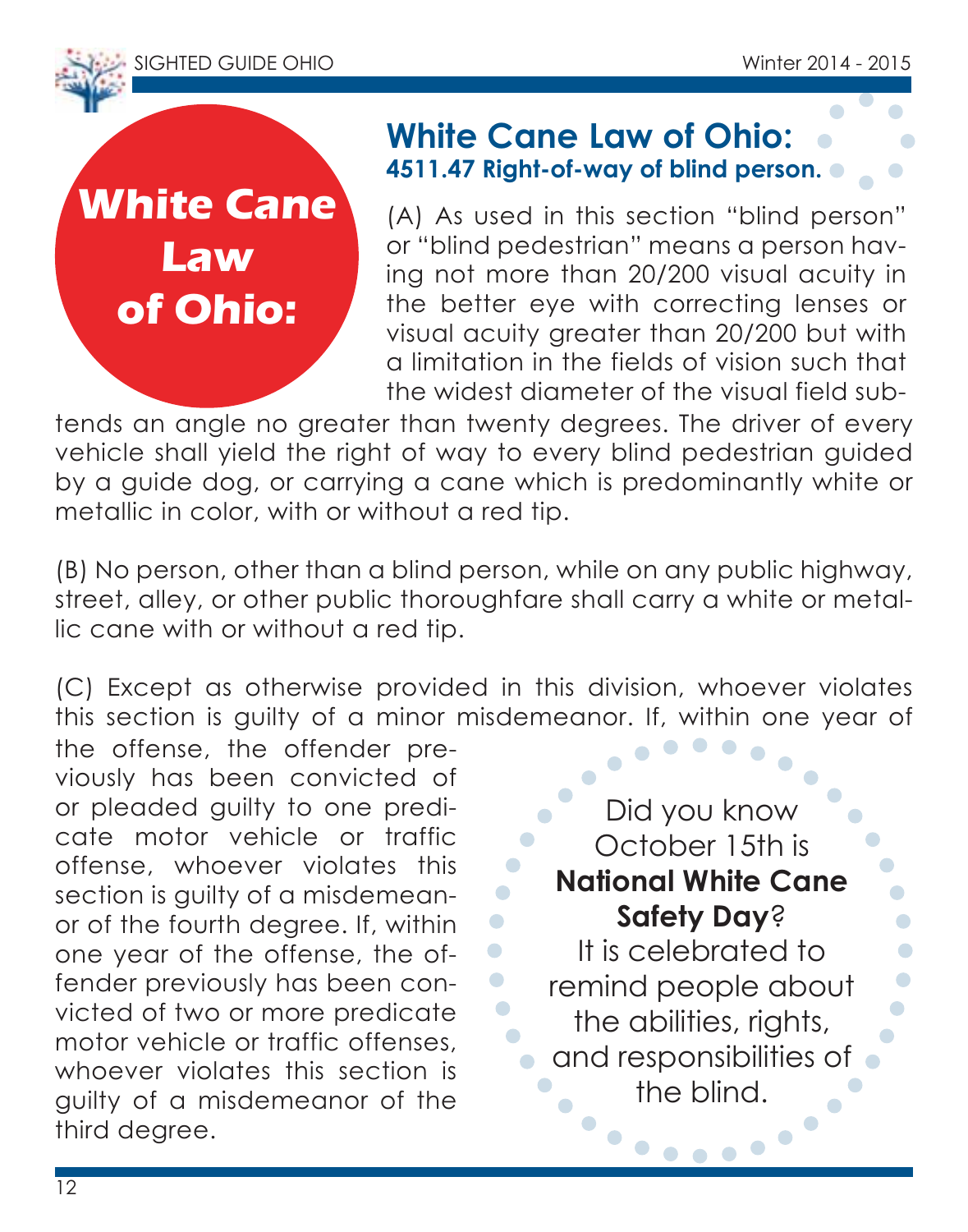**White Cane Law of Ohio:**

## White Cane Law of Ohio:

### 4511.47 Right-of-way of blind person.

(A) As used in this section "blind person" or "blind pedestrian" means a person having not more than 20/200 visual acuity in the better eye with correcting lenses or visual acuity greater than 20/200 but with a limitation in the fields of vision such that the widest diameter of the visual field subtends an angle no greater than twenty degrees. The driver of every vehicle shall yield the right of way to every blind pedestrian guided by a guide dog, or carrying a cane which is predominantly white or metallic in color, with or without a red tip.

(B) No person, other than a blind person, while on any public highway, street, alley, or other public thoroughfare shall carry a white or metallic cane with or without a red tip.

(C) Except as otherwise provided in this division, whoever violates this section is guilty of a minor misdemeanor. If, within one year of the offense, the offender previously has been convicted of or pleaded guilty to one predicate motor vehicle or traffic offense, whoever violates this section is guilty of a misdemeanor of the fourth degree. If, within one year of the offense, the offender previously has been convicted of two or more predicate motor vehicle or traffic offenses, whoever violates this section is guilty of a misdemeanor of the third degree.

Did you know October 15th is **National White Cane Safety Day**? It is celebrated to remind people about the abilities, rights, and responsibilities of the blind.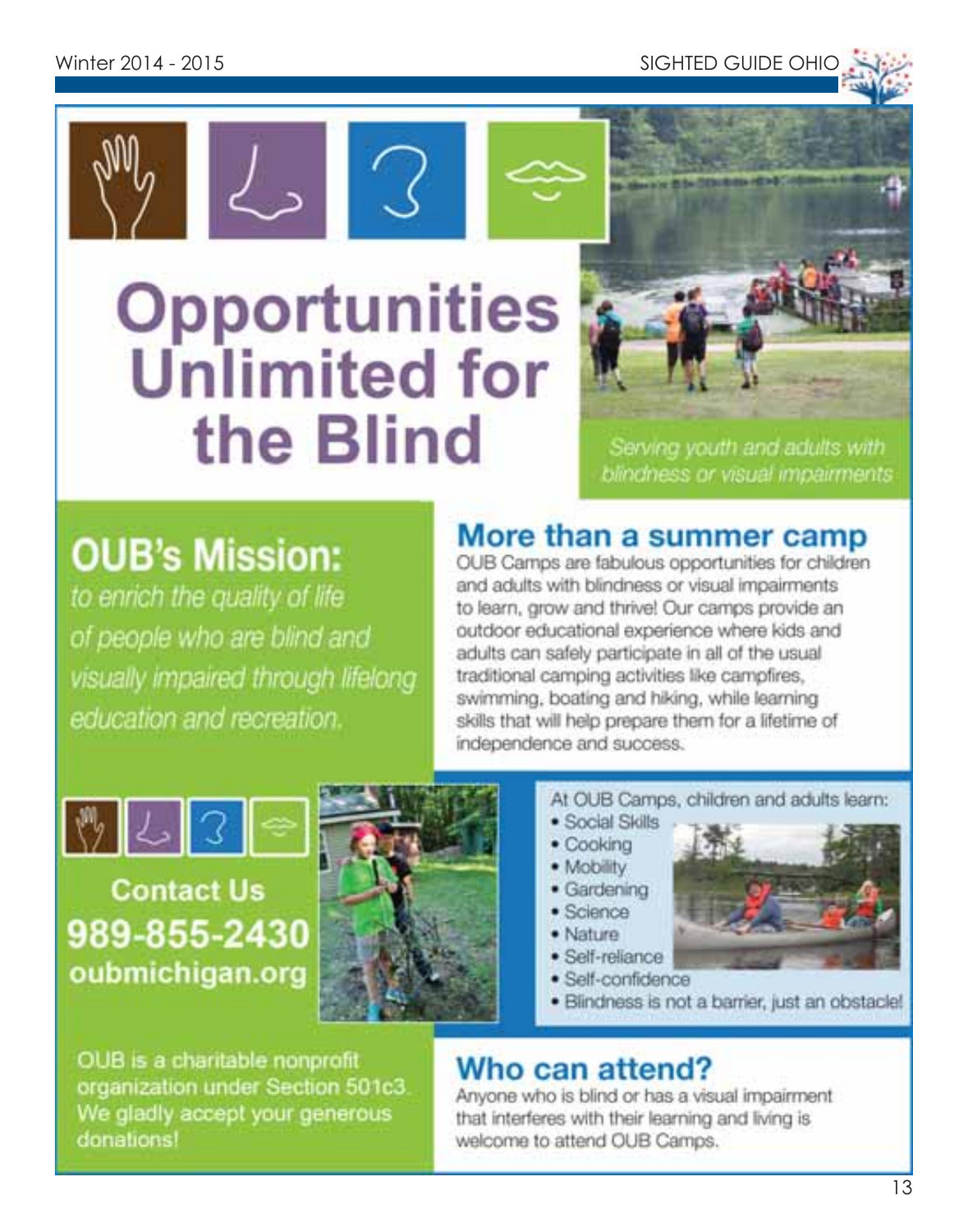# Opportunities Unlimited for the Blind

*Serving youth and adults with blindness or visual impairments*

## OUB's Mission:

*to enrich the quality of life of people who are blind and visually impaired through lifelong education and recreation.*

## More than a summer camp

OUB Camps are fabulous opportunities for children and adults with blindness or visual impairments to learn, grow and thrive! Our camps provide an outdoor educational experience where kids and adults can safely participate in all of the usual traditional camping activities like campfires, swimming, boating and hiking, while learning skills that will help prepare them for a lifetime of independence and success.

**Contact Us**
**989-855-2430**
**oubmichigan.org**

At OUB Camps, children and adults learn:

- Social Skills
- Cooking
- Mobility
- Gardening
- Science
- Nature
- Self-reliance
- Self-confidence
- Blindness is not a barrier, just an obstacle!

OUB is a charitable nonprofit organization under Section 501c3. We gladly accept your generous donations!

## Who can attend?

Anyone who is blind or has a visual impairment that interferes with their learning and living is welcome to attend OUB Camps.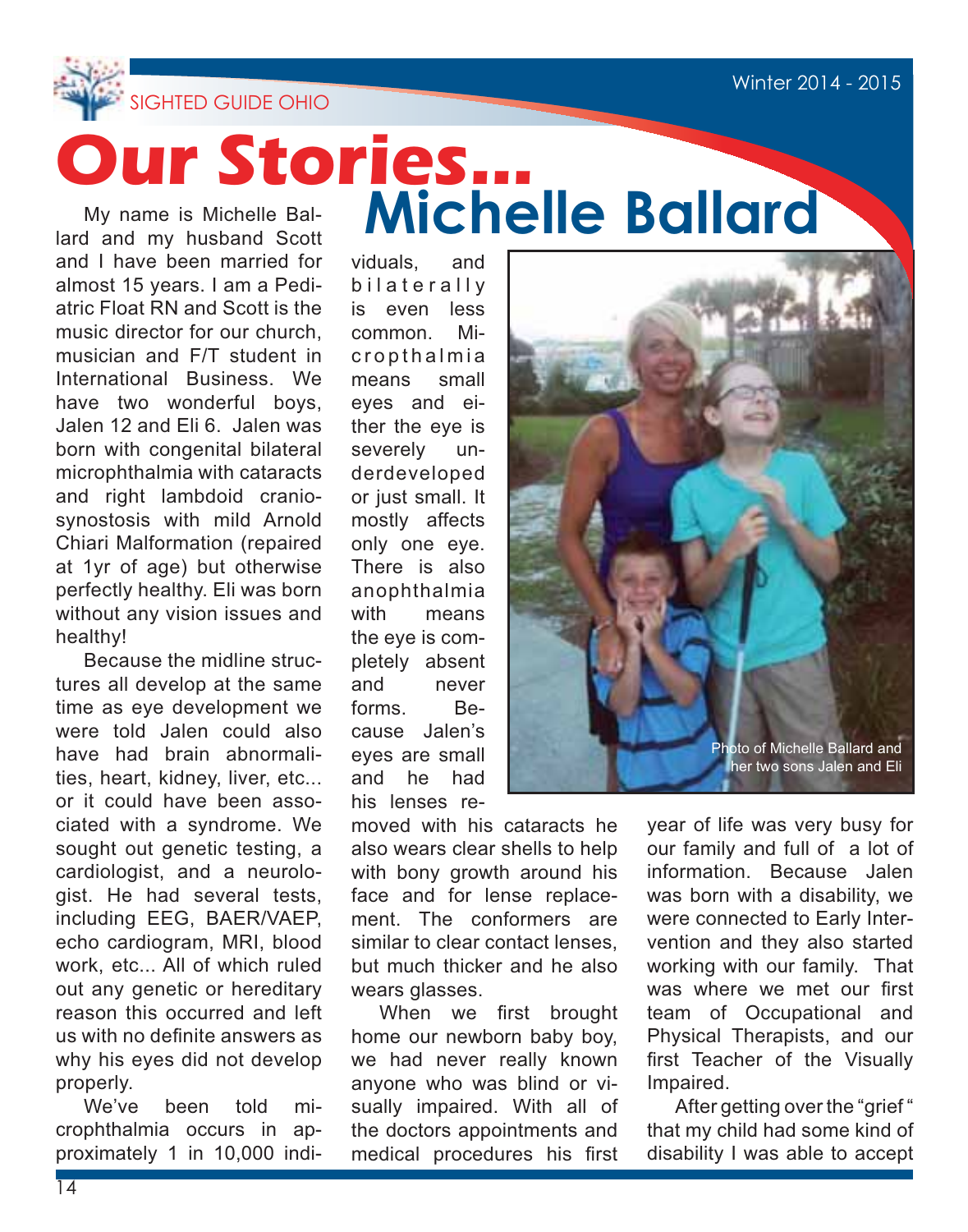# Our Stories...

## Michelle Ballard

My name is Michelle Ballard and my husband Scott and I have been married for almost 15 years. I am a Pediatric Float RN and Scott is the music director for our church, musician and F/T student in International Business. We have two wonderful boys, Jalen 12 and Eli 6. Jalen was born with congenital bilateral microphthalmia with cataracts and right lambdoid craniosynostosis with mild Arnold Chiari Malformation (repaired at 1yr of age) but otherwise perfectly healthy. Eli was born without any vision issues and healthy!

Because the midline structures all develop at the same time as eye development we were told Jalen could also have had brain abnormalities, heart, kidney, liver, etc... or it could have been associated with a syndrome. We sought out genetic testing, a cardiologist, and a neurologist. He had several tests, including EEG, BAER/VAEP, echo cardiogram, MRI, blood work, etc... All of which ruled out any genetic or hereditary reason this occurred and left us with no definite answers as why his eyes did not develop properly.

We've been told microphthalmia occurs in approximately 1 in 10,000 individuals, and bilaterally is even less common. Micropthalmia means small eyes and either the eye is severely underdeveloped or just small. It mostly affects only one eye. There is also anophthalmia with means the eye is completely absent and never forms. Because Jalen's eyes are small and he had his lenses removed with his cataracts he also wears clear shells to help with bony growth around his face and for lense replacement. The conformers are similar to clear contact lenses, but much thicker and he also wears glasses.

Photo of Michelle Ballard and her two sons Jalen and Eli

When we first brought home our newborn baby boy, we had never really known anyone who was blind or visually impaired. With all of the doctors appointments and medical procedures his first year of life was very busy for our family and full of a lot of information. Because Jalen was born with a disability, we were connected to Early Intervention and they also started working with our family. That was where we met our first team of Occupational and Physical Therapists, and our first Teacher of the Visually Impaired.

After getting over the "grief" that my child had some kind of disability I was able to accept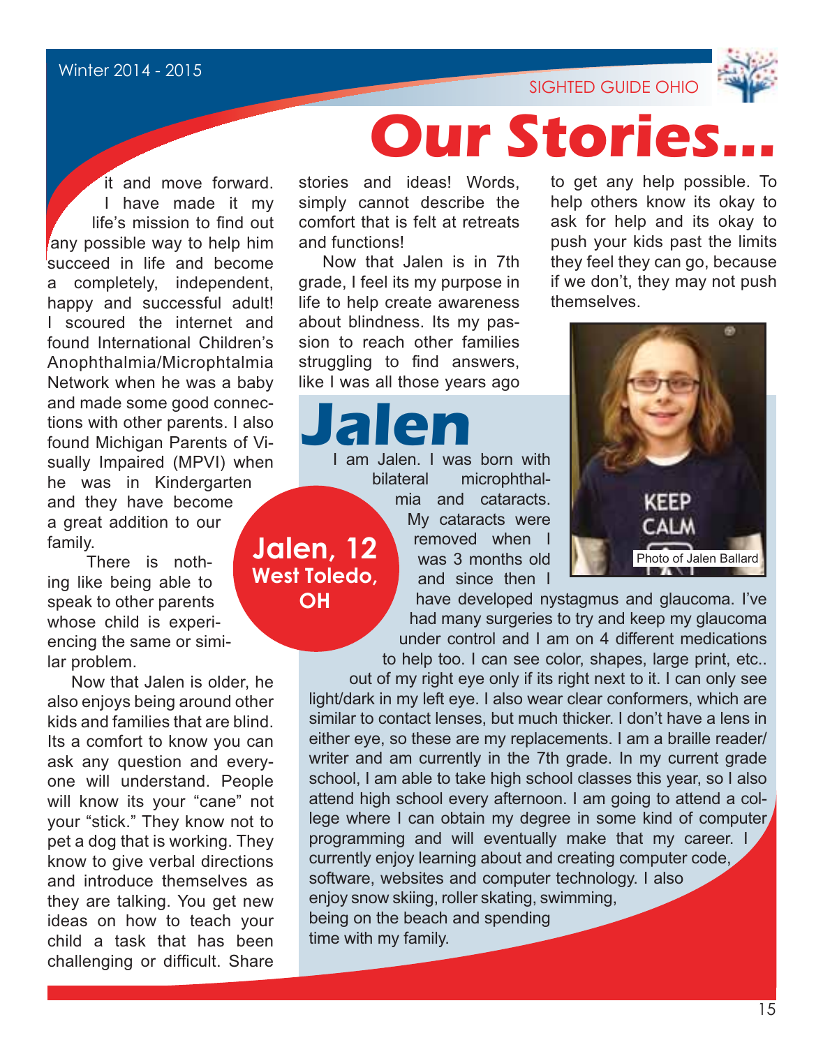Winter 2014 - 2015

SIGHTED GUIDE OHIO

# Our Stories...

it and move forward. I have made it my life's mission to find out any possible way to help him succeed in life and become a completely, independent, happy and successful adult! I scoured the internet and found International Children's Anophthalmia/Microphtalmia Network when he was a baby and made some good connections with other parents. I also found Michigan Parents of Visually Impaired (MPVI) when he was in Kindergarten and they have become a great addition to our family.

There is nothing like being able to speak to other parents whose child is experiencing the same or similar problem.

Now that Jalen is older, he also enjoys being around other kids and families that are blind. Its a comfort to know you can ask any question and everyone will understand. People will know its your "cane" not your "stick." They know not to pet a dog that is working. They know to give verbal directions and introduce themselves as they are talking. You get new ideas on how to teach your child a task that has been challenging or difficult. Share stories and ideas! Words, simply cannot describe the comfort that is felt at retreats and functions!

Now that Jalen is in 7th grade, I feel its my purpose in life to help create awareness about blindness. Its my passion to reach other families struggling to find answers, like I was all those years ago to get any help possible. To help others know its okay to ask for help and its okay to push your kids past the limits they feel they can go, because if we don't, they may not push themselves.

## Jalen

**Jalen, 12**
**West Toledo, OH**

I am Jalen. I was born with bilateral microphthalmia and cataracts. My cataracts were removed when I was 3 months old and since then I have developed nystagmus and glaucoma. I've had many surgeries to try and keep my glaucoma under control and I am on 4 different medications to help too. I can see color, shapes, large print, etc.. out of my right eye only if its right next to it. I can only see light/dark in my left eye. I also wear clear conformers, which are similar to contact lenses, but much thicker. I don't have a lens in either eye, so these are my replacements. I am a braille reader/writer and am currently in the 7th grade. In my current grade school, I am able to take high school classes this year, so I also attend high school every afternoon. I am going to attend a college where I can obtain my degree in some kind of computer programming and will eventually make that my career. I currently enjoy learning about and creating computer code, software, websites and computer technology. I also enjoy snow skiing, roller skating, swimming, being on the beach and spending time with my family.

Photo of Jalen Ballard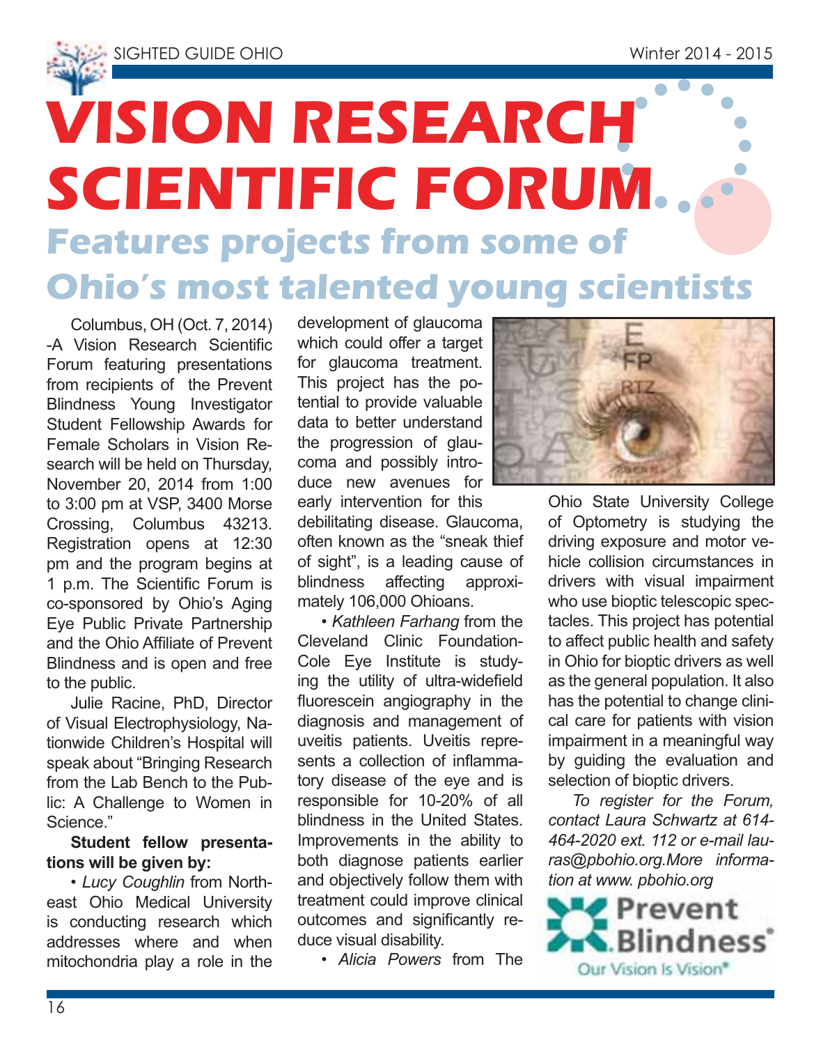// Here's the page converted to Markdown. The running header ("SIGHTED GUIDE OHIO", "Winter 2014 - 2015") and the page number are omitted.
# VISION RESEARCH SCIENTIFIC FORUM

## Features projects from some of Ohio's most talented young scientists

Columbus, OH (Oct. 7, 2014) -A Vision Research Scientific Forum featuring presentations from recipients of the Prevent Blindness Young Investigator Student Fellowship Awards for Female Scholars in Vision Research will be held on Thursday, November 20, 2014 from 1:00 to 3:00 pm at VSP, 3400 Morse Crossing, Columbus 43213. Registration opens at 12:30 pm and the program begins at 1 p.m. The Scientific Forum is co-sponsored by Ohio's Aging Eye Public Private Partnership and the Ohio Affiliate of Prevent Blindness and is open and free to the public.

Julie Racine, PhD, Director of Visual Electrophysiology, Nationwide Children's Hospital will speak about "Bringing Research from the Lab Bench to the Public: A Challenge to Women in Science."

**Student fellow presentations will be given by:**

- *Lucy Coughlin* from Northeast Ohio Medical University is conducting research which addresses where and when mitochondria play a role in the development of glaucoma which could offer a target for glaucoma treatment. This project has the potential to provide valuable data to better understand the progression of glaucoma and possibly introduce new avenues for early intervention for this debilitating disease. Glaucoma, often known as the "sneak thief of sight", is a leading cause of blindness affecting approximately 106,000 Ohioans.

- *Kathleen Farhang* from the Cleveland Clinic Foundation-Cole Eye Institute is studying the utility of ultra-widefield fluorescein angiography in the diagnosis and management of uveitis patients. Uveitis represents a collection of inflammatory disease of the eye and is responsible for 10-20% of all blindness in the United States. Improvements in the ability to both diagnose patients earlier and objectively follow them with treatment could improve clinical outcomes and significantly reduce visual disability.

- *Alicia Powers* from The Ohio State University College of Optometry is studying the driving exposure and motor vehicle collision circumstances in drivers with visual impairment who use bioptic telescopic spectacles. This project has potential to affect public health and safety in Ohio for bioptic drivers as well as the general population. It also has the potential to change clinical care for patients with vision impairment in a meaningful way by guiding the evaluation and selection of bioptic drivers.

*To register for the Forum, contact Laura Schwartz at 614-464-2020 ext. 112 or e-mail lauras@pbohio.org.More information at www. pbohio.org*

Prevent Blindness®

Our Vision Is Vision®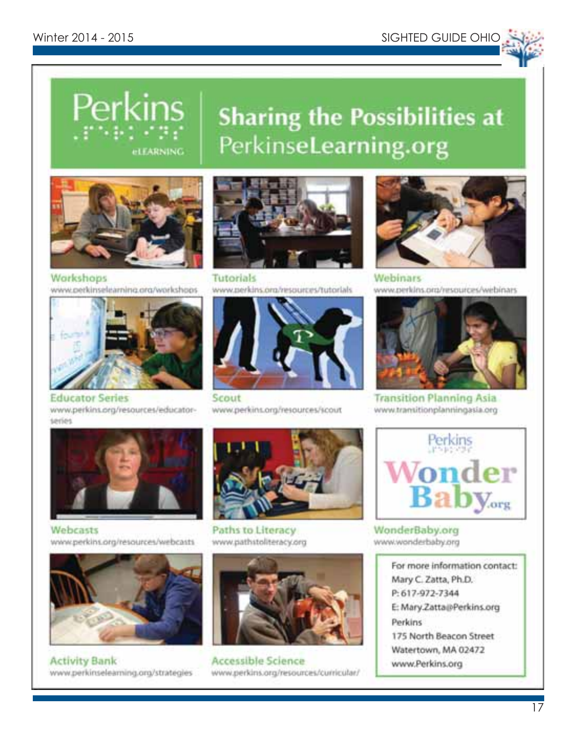# Perkins eLEARNING

## Sharing the Possibilities at PerkinseLearning.org

**Workshops**
www.perkinselearning.org/workshops

**Tutorials**
www.perkins.org/resources/tutorials

**Webinars**
www.perkins.org/resources/webinars

**Educator Series**
www.perkins.org/resources/educator-series

**Scout**
www.perkins.org/resources/scout

**Transition Planning Asia**
www.transitionplanningasia.org

**Webcasts**
www.perkins.org/resources/webcasts

**Paths to Literacy**
www.pathstoliteracy.org

**WonderBaby.org**
www.wonderbaby.org

**Activity Bank**
www.perkinselearning.org/strategies

**Accessible Science**
www.perkins.org/resources/curricular/

For more information contact:
Mary C. Zatta, Ph.D.
P: 617-972-7344
E: Mary.Zatta@Perkins.org
Perkins
175 North Beacon Street
Watertown, MA 02472
www.Perkins.org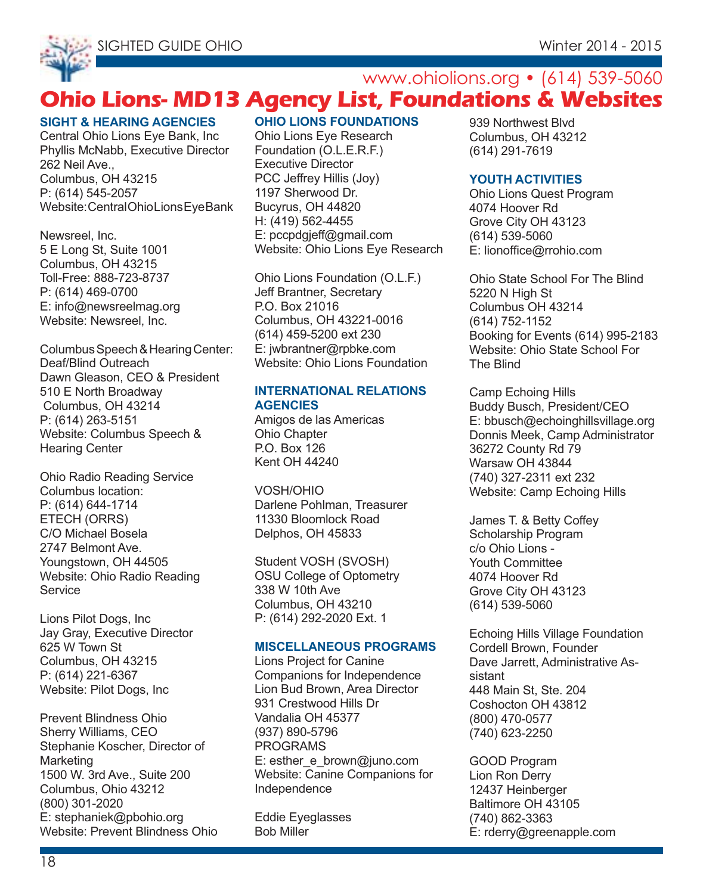www.ohiolions.org • (614) 539-5060

# Ohio Lions- MD13 Agency List, Foundations & Websites

## SIGHT & HEARING AGENCIES

Central Ohio Lions Eye Bank, Inc
Phyllis McNabb, Executive Director
262 Neil Ave.,
Columbus, OH 43215
P: (614) 545-2057
Website:CentralOhioLionsEyeBank

Newsreel, Inc.
5 E Long St, Suite 1001
Columbus, OH 43215
Toll-Free: 888-723-8737
P: (614) 469-0700
E: info@newsreelmag.org
Website: Newsreel, Inc.

Columbus Speech & Hearing Center: Deaf/Blind Outreach
Dawn Gleason, CEO & President
510 E North Broadway
Columbus, OH 43214
P: (614) 263-5151
Website: Columbus Speech & Hearing Center

Ohio Radio Reading Service
Columbus location:
P: (614) 644-1714
ETECH (ORRS)
C/O Michael Bosela
2747 Belmont Ave.
Youngstown, OH 44505
Website: Ohio Radio Reading Service

Lions Pilot Dogs, Inc
Jay Gray, Executive Director
625 W Town St
Columbus, OH 43215
P: (614) 221-6367
Website: Pilot Dogs, Inc

Prevent Blindness Ohio
Sherry Williams, CEO
Stephanie Koscher, Director of Marketing
1500 W. 3rd Ave., Suite 200
Columbus, Ohio 43212
(800) 301-2020
E: stephaniek@pbohio.org
Website: Prevent Blindness Ohio

## OHIO LIONS FOUNDATIONS

Ohio Lions Eye Research Foundation (O.L.E.R.F.)
Executive Director
PCC Jeffrey Hillis (Joy)
1197 Sherwood Dr.
Bucyrus, OH 44820
H: (419) 562-4455
E: pccpdgjeff@gmail.com
Website: Ohio Lions Eye Research

Ohio Lions Foundation (O.L.F.)
Jeff Brantner, Secretary
P.O. Box 21016
Columbus, OH 43221-0016
(614) 459-5200 ext 230
E: jwbrantner@rpbke.com
Website: Ohio Lions Foundation

## INTERNATIONAL RELATIONS AGENCIES

Amigos de las Americas
Ohio Chapter
P.O. Box 126
Kent OH 44240

VOSH/OHIO
Darlene Pohlman, Treasurer
11330 Bloomlock Road
Delphos, OH 45833

Student VOSH (SVOSH)
OSU College of Optometry
338 W 10th Ave
Columbus, OH 43210
P: (614) 292-2020 Ext. 1

## MISCELLANEOUS PROGRAMS

Lions Project for Canine Companions for Independence
Lion Bud Brown, Area Director
931 Crestwood Hills Dr
Vandalia OH 45377
(937) 890-5796
PROGRAMS
E: esther_e_brown@juno.com
Website: Canine Companions for Independence

Eddie Eyeglasses
Bob Miller
939 Northwest Blvd
Columbus, OH 43212
(614) 291-7619

## YOUTH ACTIVITIES

Ohio Lions Quest Program
4074 Hoover Rd
Grove City OH 43123
(614) 539-5060
E: lionoffice@rrohio.com

Ohio State School For The Blind
5220 N High St
Columbus OH 43214
(614) 752-1152
Booking for Events (614) 995-2183
Website: Ohio State School For The Blind

Camp Echoing Hills
Buddy Busch, President/CEO
E: bbusch@echoinghillsvillage.org
Donnis Meek, Camp Administrator
36272 County Rd 79
Warsaw OH 43844
(740) 327-2311 ext 232
Website: Camp Echoing Hills

James T. & Betty Coffey Scholarship Program
c/o Ohio Lions - Youth Committee
4074 Hoover Rd
Grove City OH 43123
(614) 539-5060

Echoing Hills Village Foundation
Cordell Brown, Founder
Dave Jarrett, Administrative Assistant
448 Main St, Ste. 204
Coshocton OH 43812
(800) 470-0577
(740) 623-2250

GOOD Program
Lion Ron Derry
12437 Heinberger
Baltimore OH 43105
(740) 862-3363
E: rderry@greenapple.com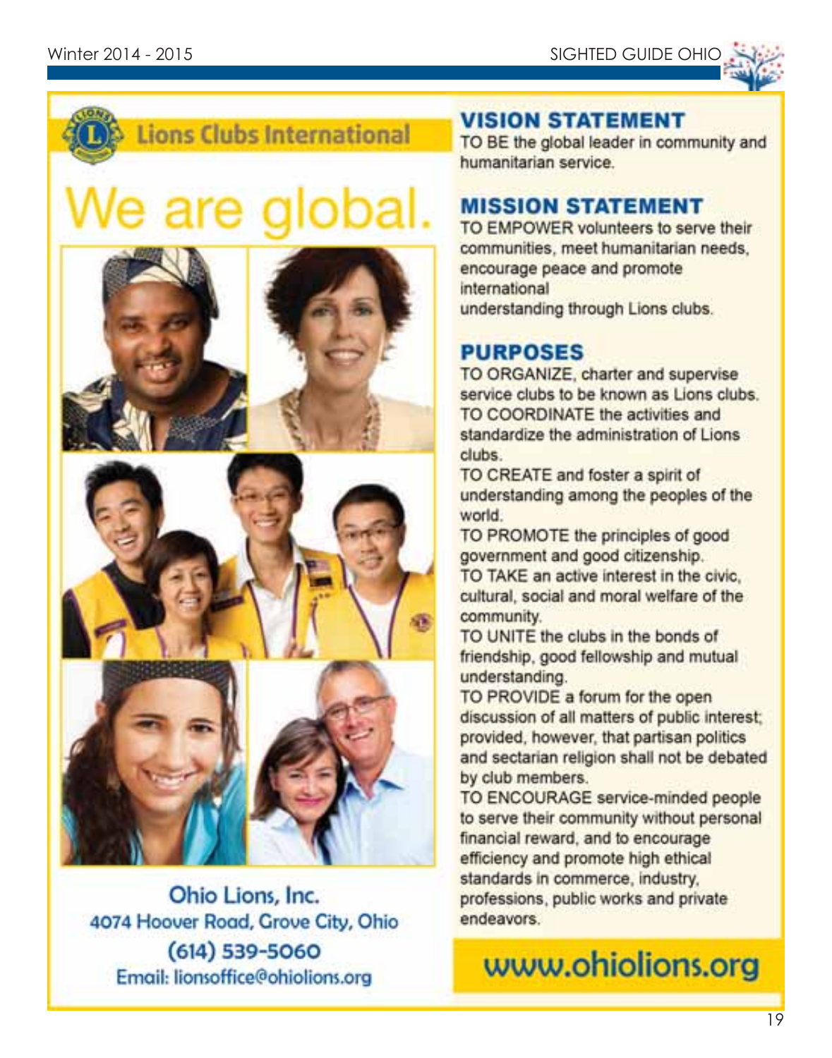## Lions Clubs International

# We are global.

Ohio Lions, Inc.
4074 Hoover Road, Grove City, Ohio
(614) 539-5060
Email: lionsoffice@ohiolions.org

## VISION STATEMENT

TO BE the global leader in community and humanitarian service.

## MISSION STATEMENT

TO EMPOWER volunteers to serve their communities, meet humanitarian needs, encourage peace and promote international understanding through Lions clubs.

## PURPOSES

TO ORGANIZE, charter and supervise service clubs to be known as Lions clubs.

TO COORDINATE the activities and standardize the administration of Lions clubs.

TO CREATE and foster a spirit of understanding among the peoples of the world.

TO PROMOTE the principles of good government and good citizenship.

TO TAKE an active interest in the civic, cultural, social and moral welfare of the community.

TO UNITE the clubs in the bonds of friendship, good fellowship and mutual understanding.

TO PROVIDE a forum for the open discussion of all matters of public interest; provided, however, that partisan politics and sectarian religion shall not be debated by club members.

TO ENCOURAGE service-minded people to serve their community without personal financial reward, and to encourage efficiency and promote high ethical standards in commerce, industry, professions, public works and private endeavors.

www.ohiolions.org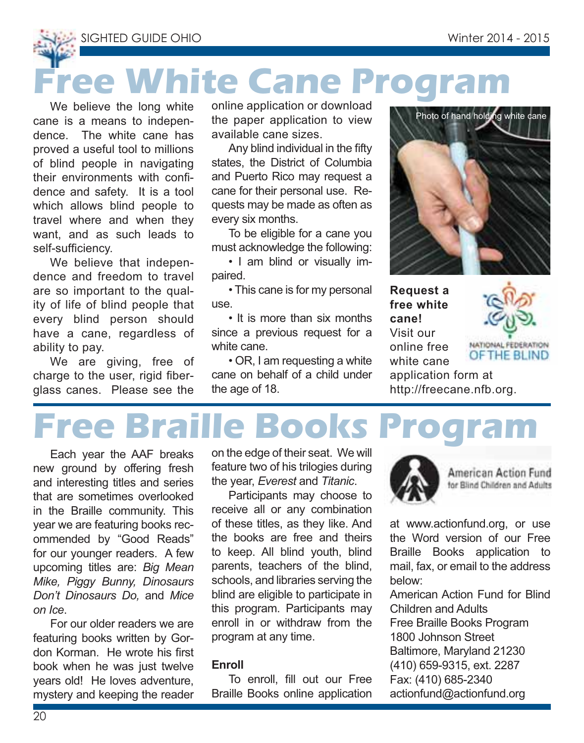# Free White Cane Program

We believe the long white cane is a means to independence. The white cane has proved a useful tool to millions of blind people in navigating their environments with confidence and safety. It is a tool which allows blind people to travel where and when they want, and as such leads to self-sufficiency.

We believe that independence and freedom to travel are so important to the quality of life of blind people that every blind person should have a cane, regardless of ability to pay.

We are giving, free of charge to the user, rigid fiberglass canes. Please see the online application or download the paper application to view available cane sizes.

Any blind individual in the fifty states, the District of Columbia and Puerto Rico may request a cane for their personal use. Requests may be made as often as every six months.

To be eligible for a cane you must acknowledge the following:

- I am blind or visually impaired.
- This cane is for my personal use.
- It is more than six months since a previous request for a white cane.
- OR, I am requesting a white cane on behalf of a child under the age of 18.

Photo of hand holding white cane

**Request a free white cane!** Visit our online free white cane application form at http://freecane.nfb.org.

NATIONAL FEDERATION OF THE BLIND

# Free Braille Books Program

Each year the AAF breaks new ground by offering fresh and interesting titles and series that are sometimes overlooked in the Braille community. This year we are featuring books recommended by "Good Reads" for our younger readers. A few upcoming titles are: *Big Mean Mike, Piggy Bunny, Dinosaurs Don't Dinosaurs Do,* and *Mice on Ice*.

For our older readers we are featuring books written by Gordon Korman. He wrote his first book when he was just twelve years old! He loves adventure, mystery and keeping the reader on the edge of their seat. We will feature two of his trilogies during the year, *Everest* and *Titanic*.

Participants may choose to receive all or any combination of these titles, as they like. And the books are free and theirs to keep. All blind youth, blind parents, teachers of the blind, schools, and libraries serving the blind are eligible to participate in this program. Participants may enroll in or withdraw from the program at any time.

**Enroll**

To enroll, fill out our Free Braille Books online application at www.actionfund.org, or use the Word version of our Free Braille Books application to mail, fax, or email to the address below:

American Action Fund for Blind Children and Adults
Free Braille Books Program
1800 Johnson Street
Baltimore, Maryland 21230
(410) 659-9315, ext. 2287
Fax: (410) 685-2340
actionfund@actionfund.org

American Action Fund for Blind Children and Adults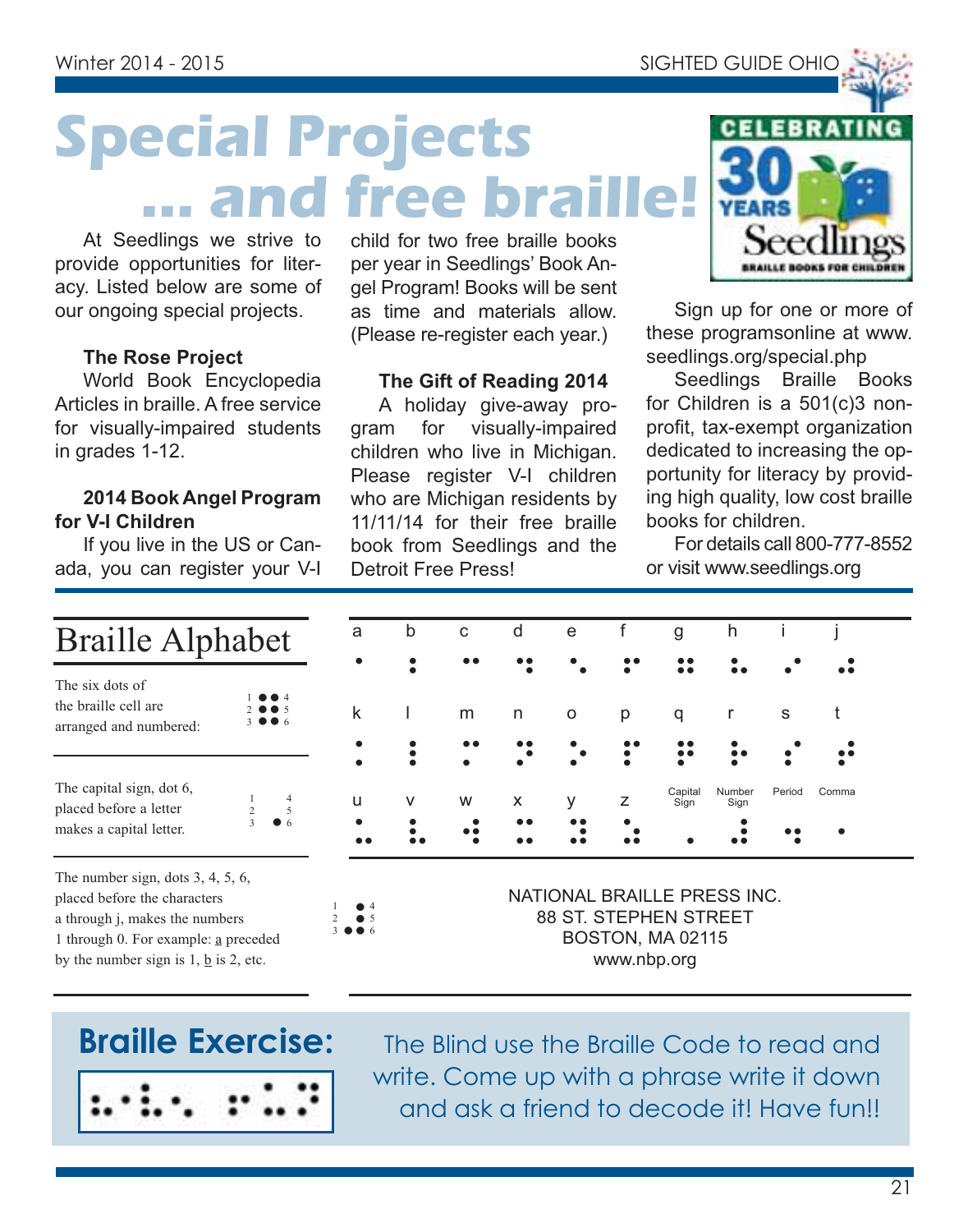# Special Projects ... and free braille!

At Seedlings we strive to provide opportunities for literacy. Listed below are some of our ongoing special projects.

**The Rose Project**

World Book Encyclopedia Articles in braille. A free service for visually-impaired students in grades 1-12.

**2014 Book Angel Program for V-I Children**

If you live in the US or Canada, you can register your V-I child for two free braille books per year in Seedlings' Book Angel Program! Books will be sent as time and materials allow. (Please re-register each year.)

**The Gift of Reading 2014**

A holiday give-away program for visually-impaired children who live in Michigan. Please register V-I children who are Michigan residents by 11/11/14 for their free braille book from Seedlings and the Detroit Free Press!

CELEBRATING 30 YEARS Seedlings BRAILLE BOOKS FOR CHILDREN

Sign up for one or more of these programsonline at www.seedlings.org/special.php

Seedlings Braille Books for Children is a 501(c)3 non-profit, tax-exempt organization dedicated to increasing the opportunity for literacy by providing high quality, low cost braille books for children.

For details call 800-777-8552 or visit www.seedlings.org

## Braille Alphabet

The six dots of the braille cell are arranged and numbered:

1 ● ● 4
2 ● ● 5
3 ● ● 6

The capital sign, dot 6, placed before a letter makes a capital letter.

The number sign, dots 3, 4, 5, 6, placed before the characters a through j, makes the numbers 1 through 0. For example: a preceded by the number sign is 1, b is 2, etc.

| a | b | c | d | e | f | g | h | i | j |
|---|---|---|---|---|---|---|---|---|---|
| ⠁ | ⠃ | ⠉ | ⠙ | ⠑ | ⠋ | ⠛ | ⠓ | ⠊ | ⠚ |
| k | l | m | n | o | p | q | r | s | t |
| ⠅ | ⠇ | ⠍ | ⠝ | ⠕ | ⠏ | ⠟ | ⠗ | ⠎ | ⠞ |
| u | v | w | x | y | z | Capital Sign | Number Sign | Period | Comma |
| ⠥ | ⠧ | ⠺ | ⠭ | ⠽ | ⠵ | ⠠ | ⠼ | ⠲ | ⠂ |

NATIONAL BRAILLE PRESS INC.
88 ST. STEPHEN STREET
BOSTON, MA 02115
www.nbp.org

## Braille Exercise:

⠓⠂⠇⠇⠕ ⠋⠗⠊⠑⠝⠙

The Blind use the Braille Code to read and write. Come up with a phrase write it down and ask a friend to decode it! Have fun!!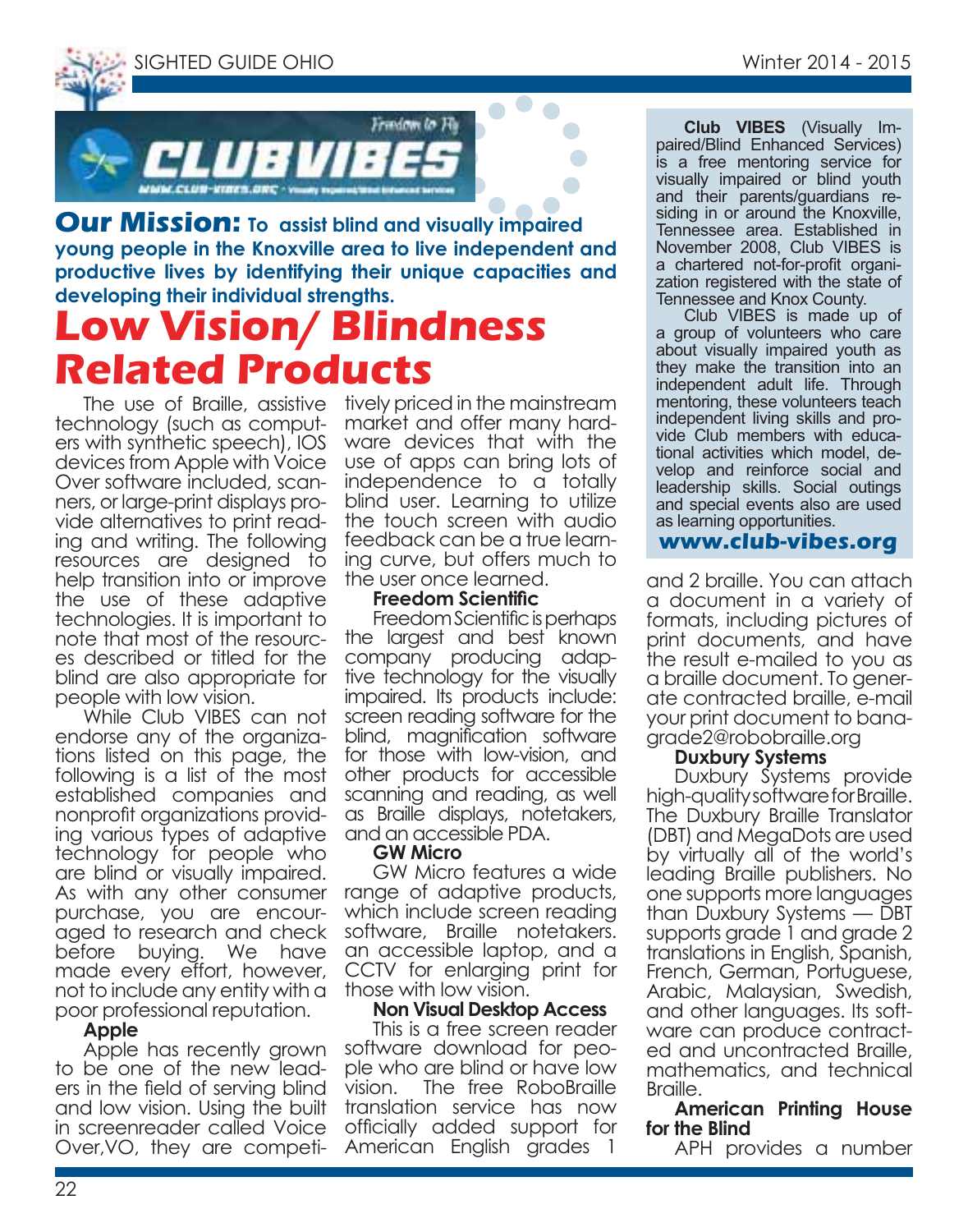**Our Mission:** To assist blind and visually impaired young people in the Knoxville area to live independent and productive lives by identifying their unique capacities and developing their individual strengths.

# Low Vision/ Blindness Related Products

The use of Braille, assistive technology (such as computers with synthetic speech), IOS devices from Apple with Voice Over software included, scanners, or large-print displays provide alternatives to print reading and writing. The following resources are designed to help transition into or improve the use of these adaptive technologies. It is important to note that most of the resources described or titled for the blind are also appropriate for people with low vision.

While Club VIBES can not endorse any of the organizations listed on this page, the following is a list of the most established companies and nonprofit organizations providing various types of adaptive technology for people who are blind or visually impaired. As with any other consumer purchase, you are encouraged to research and check before buying. We have made every effort, however, not to include any entity with a poor professional reputation.

**Apple**

Apple has recently grown to be one of the new leaders in the field of serving blind and low vision. Using the built in screenreader called Voice Over,VO, they are competitively priced in the mainstream market and offer many hardware devices that with the use of apps can bring lots of independence to a totally blind user. Learning to utilize the touch screen with audio feedback can be a true learning curve, but offers much to the user once learned.

**Freedom Scientific**

Freedom Scientific is perhaps the largest and best known company producing adaptive technology for the visually impaired. Its products include: screen reading software for the blind, magnification software for those with low-vision, and other products for accessible scanning and reading, as well as Braille displays, notetakers, and an accessible PDA.

**GW Micro**

GW Micro features a wide range of adaptive products, which include screen reading software, Braille notetakers. an accessible laptop, and a CCTV for enlarging print for those with low vision.

**Non Visual Desktop Access**

This is a free screen reader software download for people who are blind or have low vision. The free RoboBraille translation service has now officially added support for American English grades 1 and 2 braille. You can attach a document in a variety of formats, including pictures of print documents, and have the result e-mailed to you as a braille document. To generate contracted braille, e-mail your print document to banagrade2@robobraille.org

**Duxbury Systems**

Duxbury Systems provide high-quality software for Braille. The Duxbury Braille Translator (DBT) and MegaDots are used by virtually all of the world's leading Braille publishers. No one supports more languages than Duxbury Systems — DBT supports grade 1 and grade 2 translations in English, Spanish, French, German, Portuguese, Arabic, Malaysian, Swedish, and other languages. Its software can produce contracted and uncontracted Braille, mathematics, and technical Braille.

**American Printing House for the Blind**

APH provides a number

---

**Club VIBES** (Visually Impaired/Blind Enhanced Services) is a free mentoring service for visually impaired or blind youth and their parents/guardians residing in or around the Knoxville, Tennessee area. Established in November 2008, Club VIBES is a chartered not-for-profit organization registered with the state of Tennessee and Knox County.

Club VIBES is made up of a group of volunteers who care about visually impaired youth as they make the transition into an independent adult life. Through mentoring, these volunteers teach independent living skills and provide Club members with educational activities which model, develop and reinforce social and leadership skills. Social outings and special events also are used as learning opportunities.

**www.club-vibes.org**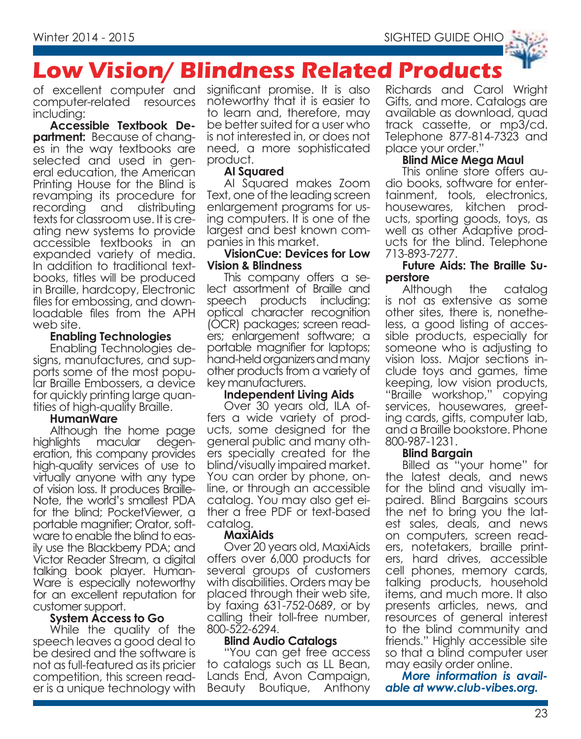# Low Vision/ Blindness Related Products

of excellent computer and computer-related resources including:

**Accessible Textbook Department:** Because of changes in the way textbooks are selected and used in general education, the American Printing House for the Blind is revamping its procedure for recording and distributing texts for classroom use. It is creating new systems to provide accessible textbooks in an expanded variety of media. In addition to traditional textbooks, titles will be produced in Braille, hardcopy, Electronic files for embossing, and downloadable files from the APH web site.

**Enabling Technologies**

Enabling Technologies designs, manufactures, and supports some of the most popular Braille Embossers, a device for quickly printing large quantities of high-quality Braille.

**HumanWare**

Although the home page highlights macular degeneration, this company provides high-quality services of use to virtually anyone with any type of vision loss. It produces Braille-Note, the world's smallest PDA for the blind; PocketViewer, a portable magnifier; Orator, software to enable the blind to easily use the Blackberry PDA; and Victor Reader Stream, a digital talking book player. HumanWare is especially noteworthy for an excellent reputation for customer support.

**System Access to Go**

While the quality of the speech leaves a good deal to be desired and the software is not as full-featured as its pricier competition, this screen reader is a unique technology with significant promise. It is also noteworthy that it is easier to learn and, therefore, may be better suited for a user who is not interested in, or does not need, a more sophisticated product.

**AI Squared**

AI Squared makes Zoom Text, one of the leading screen enlargement programs for using computers. It is one of the largest and best known companies in this market.

**VisionCue: Devices for Low Vision & Blindness**

This company offers a select assortment of Braille and speech products including: optical character recognition (OCR) packages; screen readers; enlargement software; a portable magnifier for laptops; hand-held organizers and many other products from a variety of key manufacturers.

**Independent Living Aids**

Over 30 years old, ILA offers a wide variety of products, some designed for the general public and many others specially created for the blind/visually impaired market. You can order by phone, online, or through an accessible catalog. You may also get either a free PDF or text-based catalog.

**MaxiAids**

Over 20 years old, MaxiAids offers over 6,000 products for several groups of customers with disabilities. Orders may be placed through their web site, by faxing 631-752-0689, or by calling their toll-free number, 800-522-6294.

**Blind Audio Catalogs**

"You can get free access to catalogs such as LL Bean, Lands End, Avon Campaign, Beauty Boutique, Anthony Richards and Carol Wright Gifts, and more. Catalogs are available as download, quad track cassette, or mp3/cd. Telephone 877-814-7323 and place your order."

**Blind Mice Mega Maul**

This online store offers audio books, software for entertainment, tools, electronics, housewares, kitchen products, sporting goods, toys, as well as other Adaptive products for the blind. Telephone 713-893-7277.

**Future Aids: The Braille Superstore**

Although the catalog is not as extensive as some other sites, there is, nonetheless, a good listing of accessible products, especially for someone who is adjusting to vision loss. Major sections include toys and games, time keeping, low vision products, "Braille workshop," copying services, housewares, greeting cards, gifts, computer lab, and a Braille bookstore. Phone 800-987-1231.

**Blind Bargain**

Billed as "your home" for the latest deals, and news for the blind and visually impaired. Blind Bargains scours the net to bring you the latest sales, deals, and news on computers, screen readers, notetakers, braille printers, hard drives, accessible cell phones, memory cards, talking products, household items, and much more. It also presents articles, news, and resources of general interest to the blind community and friends." Highly accessible site so that a blind computer user may easily order online.

***More information is available at www.club-vibes.org.***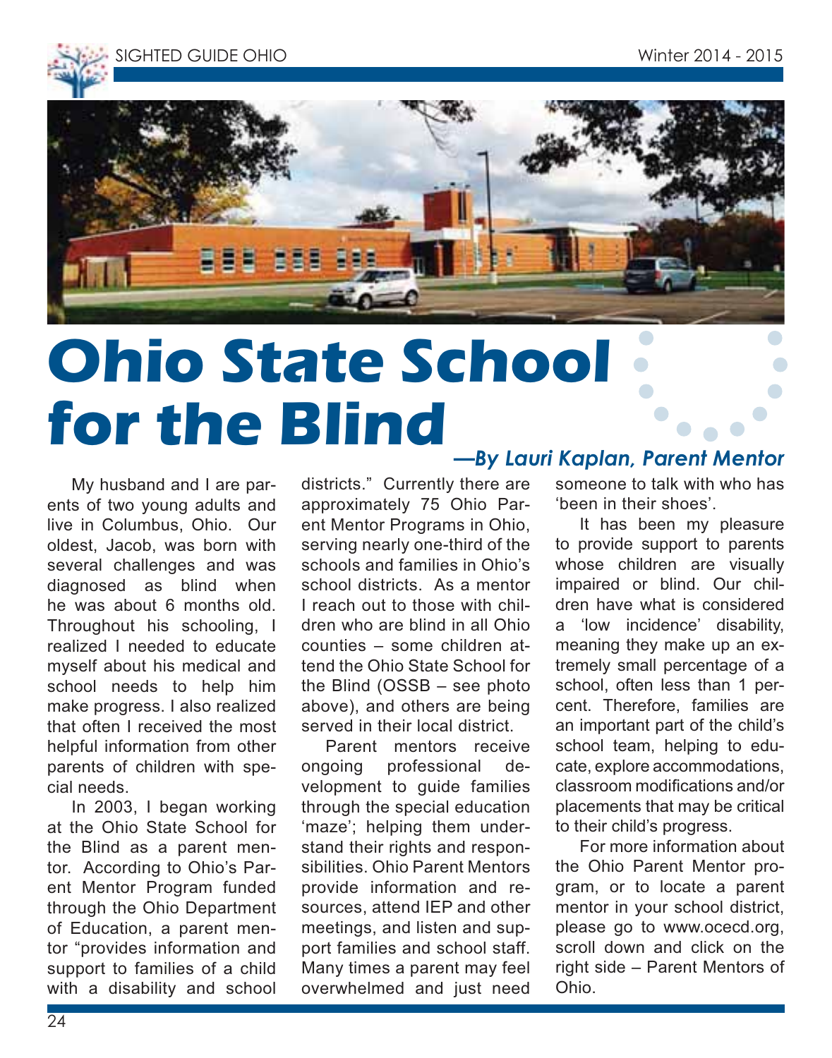# Ohio State School for the Blind

***—By Lauri Kaplan, Parent Mentor***

My husband and I are parents of two young adults and live in Columbus, Ohio. Our oldest, Jacob, was born with several challenges and was diagnosed as blind when he was about 6 months old. Throughout his schooling, I realized I needed to educate myself about his medical and school needs to help him make progress. I also realized that often I received the most helpful information from other parents of children with special needs.

In 2003, I began working at the Ohio State School for the Blind as a parent mentor. According to Ohio's Parent Mentor Program funded through the Ohio Department of Education, a parent mentor "provides information and support to families of a child with a disability and school districts." Currently there are approximately 75 Ohio Parent Mentor Programs in Ohio, serving nearly one-third of the schools and families in Ohio's school districts. As a mentor I reach out to those with children who are blind in all Ohio counties – some children attend the Ohio State School for the Blind (OSSB – see photo above), and others are being served in their local district.

Parent mentors receive ongoing professional development to guide families through the special education 'maze'; helping them understand their rights and responsibilities. Ohio Parent Mentors provide information and resources, attend IEP and other meetings, and listen and support families and school staff. Many times a parent may feel overwhelmed and just need someone to talk with who has 'been in their shoes'.

It has been my pleasure to provide support to parents whose children are visually impaired or blind. Our children have what is considered a 'low incidence' disability, meaning they make up an extremely small percentage of a school, often less than 1 percent. Therefore, families are an important part of the child's school team, helping to educate, explore accommodations, classroom modifications and/or placements that may be critical to their child's progress.

For more information about the Ohio Parent Mentor program, or to locate a parent mentor in your school district, please go to www.ocecd.org, scroll down and click on the right side – Parent Mentors of Ohio.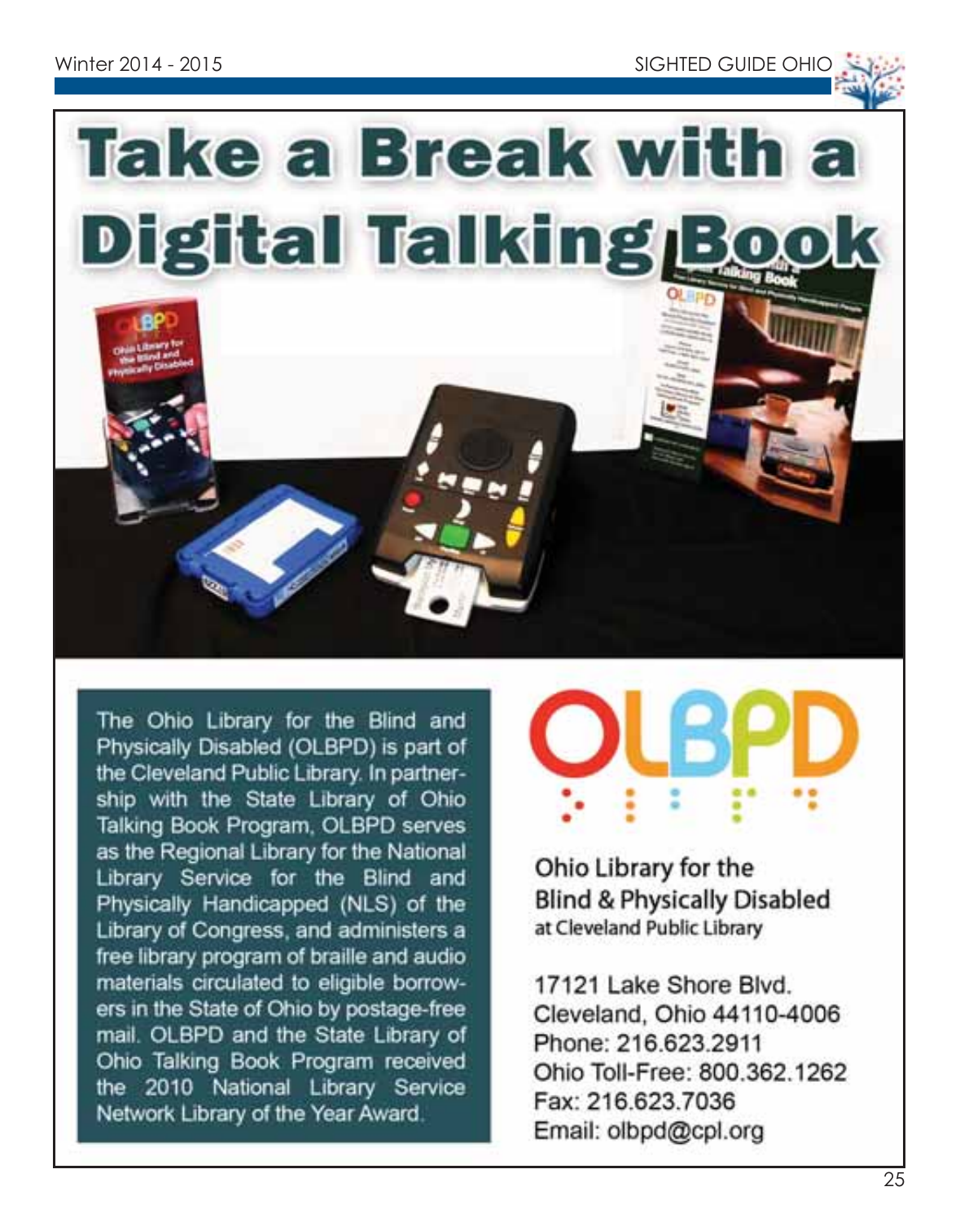# Take a Break with a Digital Talking Book

The Ohio Library for the Blind and Physically Disabled (OLBPD) is part of the Cleveland Public Library. In partnership with the State Library of Ohio Talking Book Program, OLBPD serves as the Regional Library for the National Library Service for the Blind and Physically Handicapped (NLS) of the Library of Congress, and administers a free library program of braille and audio materials circulated to eligible borrowers in the State of Ohio by postage-free mail. OLBPD and the State Library of Ohio Talking Book Program received the 2010 National Library Service Network Library of the Year Award.

**OLBPD**

**Ohio Library for the Blind & Physically Disabled**
at Cleveland Public Library

17121 Lake Shore Blvd.
Cleveland, Ohio 44110-4006
Phone: 216.623.2911
Ohio Toll-Free: 800.362.1262
Fax: 216.623.7036
Email: olbpd@cpl.org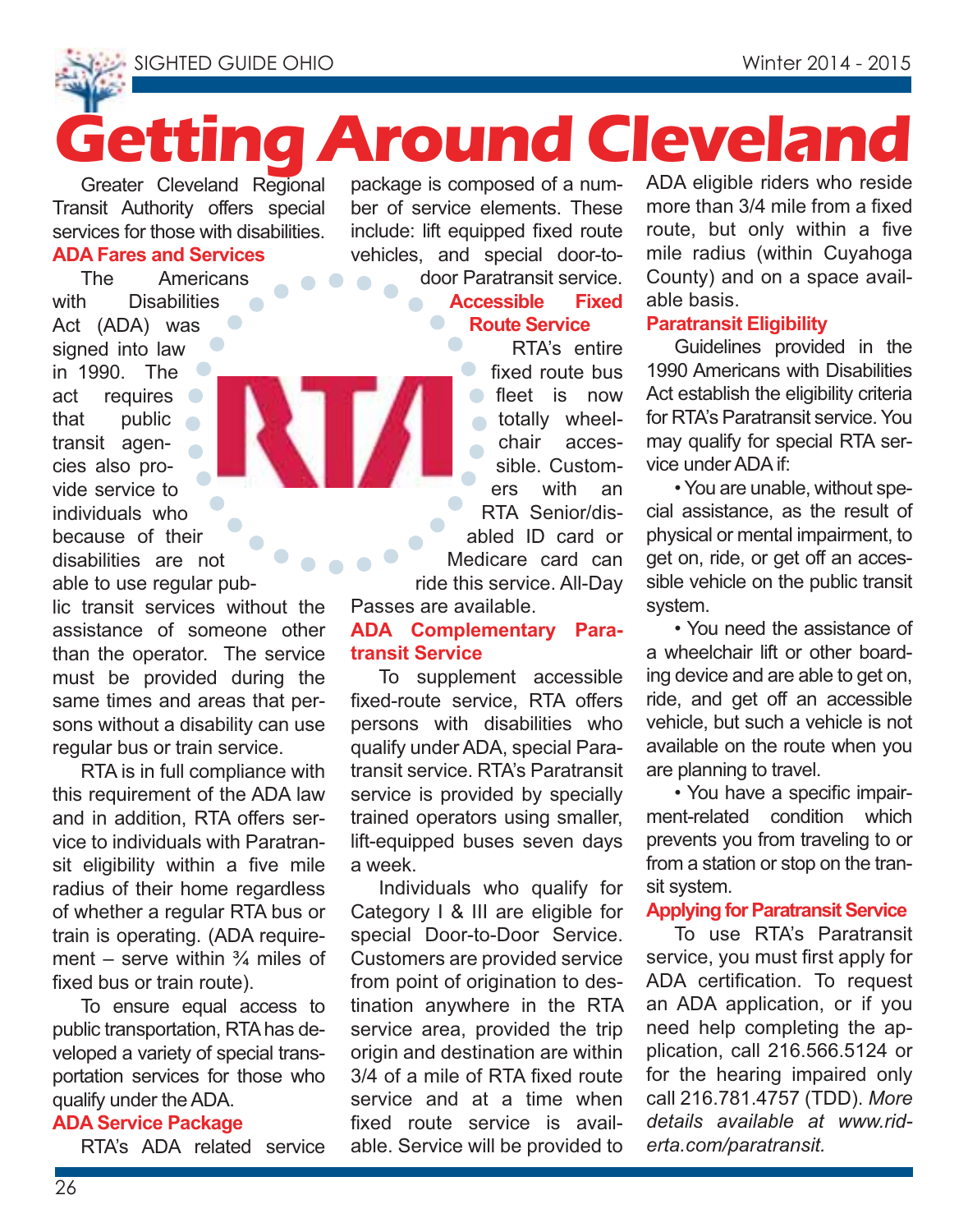# Getting Around Cleveland

Greater Cleveland Regional Transit Authority offers special services for those with disabilities.

### ADA Fares and Services

The Americans with Disabilities Act (ADA) was signed into law in 1990. The act requires that public transit agencies also provide service to individuals who because of their disabilities are not able to use regular public transit services without the assistance of someone other than the operator. The service must be provided during the same times and areas that persons without a disability can use regular bus or train service.

RTA is in full compliance with this requirement of the ADA law and in addition, RTA offers service to individuals with Paratransit eligibility within a five mile radius of their home regardless of whether a regular RTA bus or train is operating. (ADA requirement – serve within ¾ miles of fixed bus or train route).

To ensure equal access to public transportation, RTA has developed a variety of special transportation services for those who qualify under the ADA.

### ADA Service Package

RTA's ADA related service package is composed of a number of service elements. These include: lift equipped fixed route vehicles, and special door-to-door Paratransit service.

### Accessible Fixed Route Service

RTA's entire fixed route bus fleet is now totally wheelchair accessible. Customers with an RTA Senior/disabled ID card or Medicare card can ride this service. All-Day Passes are available.

### ADA Complementary Paratransit Service

To supplement accessible fixed-route service, RTA offers persons with disabilities who qualify under ADA, special Paratransit service. RTA's Paratransit service is provided by specially trained operators using smaller, lift-equipped buses seven days a week.

Individuals who qualify for Category I & III are eligible for special Door-to-Door Service. Customers are provided service from point of origination to destination anywhere in the RTA service area, provided the trip origin and destination are within 3/4 of a mile of RTA fixed route service and at a time when fixed route service is available. Service will be provided to ADA eligible riders who reside more than 3/4 mile from a fixed route, but only within a five mile radius (within Cuyahoga County) and on a space available basis.

### Paratransit Eligibility

Guidelines provided in the 1990 Americans with Disabilities Act establish the eligibility criteria for RTA's Paratransit service. You may qualify for special RTA service under ADA if:

- You are unable, without special assistance, as the result of physical or mental impairment, to get on, ride, or get off an accessible vehicle on the public transit system.
- You need the assistance of a wheelchair lift or other boarding device and are able to get on, ride, and get off an accessible vehicle, but such a vehicle is not available on the route when you are planning to travel.
- You have a specific impairment-related condition which prevents you from traveling to or from a station or stop on the transit system.

### Applying for Paratransit Service

To use RTA's Paratransit service, you must first apply for ADA certification. To request an ADA application, or if you need help completing the application, call 216.566.5124 or for the hearing impaired only call 216.781.4757 (TDD). *More details available at www.riderta.com/paratransit.*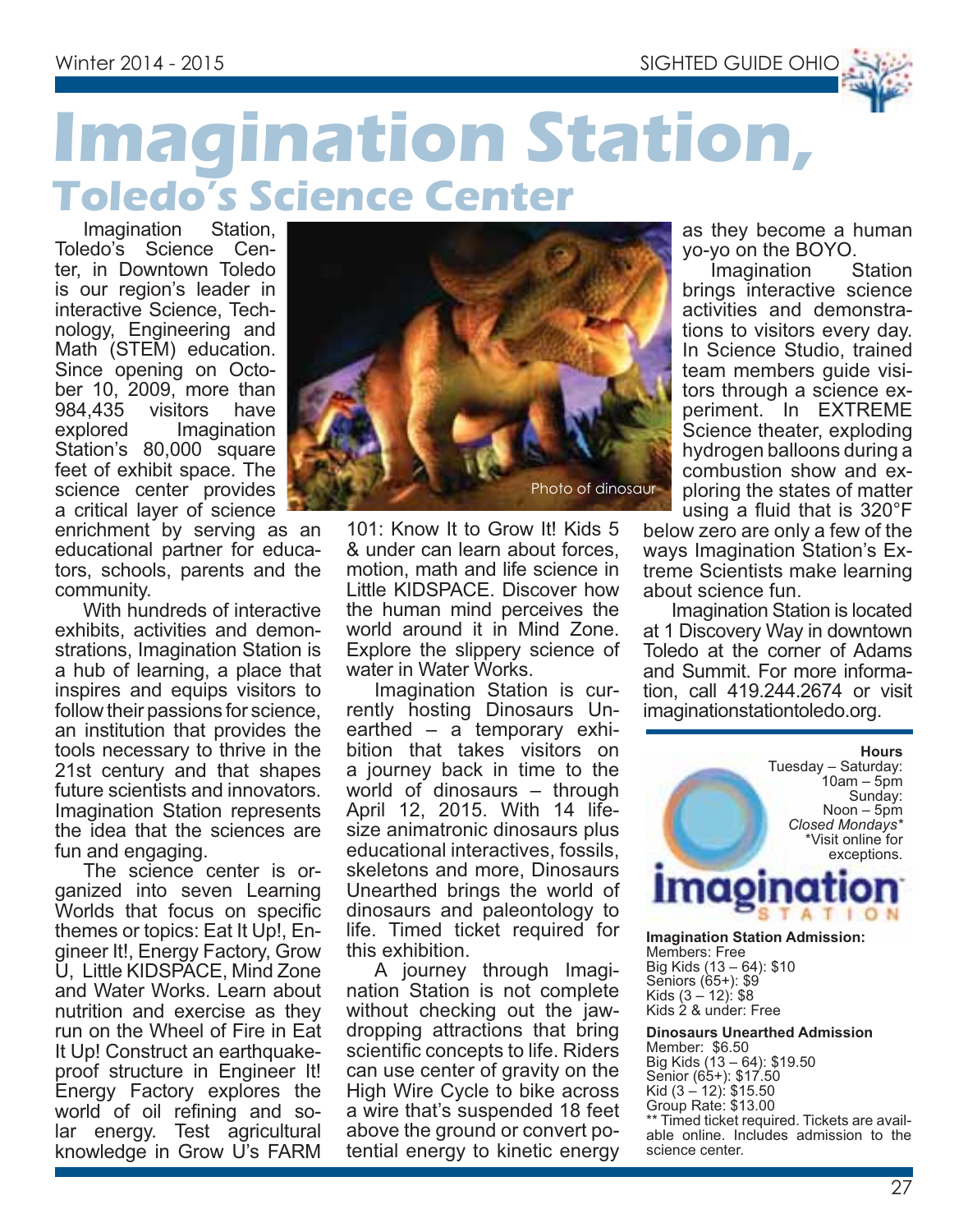# Imagination Station,

## Toledo's Science Center

Imagination Station, Toledo's Science Center, in Downtown Toledo is our region's leader in interactive Science, Technology, Engineering and Math (STEM) education. Since opening on October 10, 2009, more than 984,435 visitors have explored Imagination Station's 80,000 square feet of exhibit space. The science center provides a critical layer of science enrichment by serving as an educational partner for educators, schools, parents and the community.

With hundreds of interactive exhibits, activities and demonstrations, Imagination Station is a hub of learning, a place that inspires and equips visitors to follow their passions for science, an institution that provides the tools necessary to thrive in the 21st century and that shapes future scientists and innovators. Imagination Station represents the idea that the sciences are fun and engaging.

The science center is organized into seven Learning Worlds that focus on specific themes or topics: Eat It Up!, Engineer It!, Energy Factory, Grow U, Little KIDSPACE, Mind Zone and Water Works. Learn about nutrition and exercise as they run on the Wheel of Fire in Eat It Up! Construct an earthquake-proof structure in Engineer It! Energy Factory explores the world of oil refining and solar energy. Test agricultural knowledge in Grow U's FARM 101: Know It to Grow It! Kids 5 & under can learn about forces, motion, math and life science in Little KIDSPACE. Discover how the human mind perceives the world around it in Mind Zone. Explore the slippery science of water in Water Works.

Photo of dinosaur

Imagination Station is currently hosting Dinosaurs Unearthed – a temporary exhibition that takes visitors on a journey back in time to the world of dinosaurs – through April 12, 2015. With 14 life-size animatronic dinosaurs plus educational interactives, fossils, skeletons and more, Dinosaurs Unearthed brings the world of dinosaurs and paleontology to life. Timed ticket required for this exhibition.

A journey through Imagination Station is not complete without checking out the jaw-dropping attractions that bring scientific concepts to life. Riders can use center of gravity on the High Wire Cycle to bike across a wire that's suspended 18 feet above the ground or convert potential energy to kinetic energy as they become a human yo-yo on the BOYO.

Imagination Station brings interactive science activities and demonstrations to visitors every day. In Science Studio, trained team members guide visitors through a science experiment. In EXTREME Science theater, exploding hydrogen balloons during a combustion show and exploring the states of matter using a fluid that is 320°F below zero are only a few of the ways Imagination Station's Extreme Scientists make learning about science fun.

Imagination Station is located at 1 Discovery Way in downtown Toledo at the corner of Adams and Summit. For more information, call 419.244.2674 or visit imaginationstationtoledo.org.

**Hours**
Tuesday – Saturday:
10am – 5pm
Sunday:
Noon – 5pm
*Closed Mondays**
*Visit online for exceptions.

**Imagination Station Admission:**
Members: Free
Big Kids (13 – 64): $10
Seniors (65+): $9
Kids (3 – 12): $8
Kids 2 & under: Free

**Dinosaurs Unearthed Admission**
Member: $6.50
Big Kids (13 – 64): $19.50
Senior (65+): $17.50
Kid (3 – 12): $15.50
Group Rate: $13.00
** Timed ticket required. Tickets are available online. Includes admission to the science center.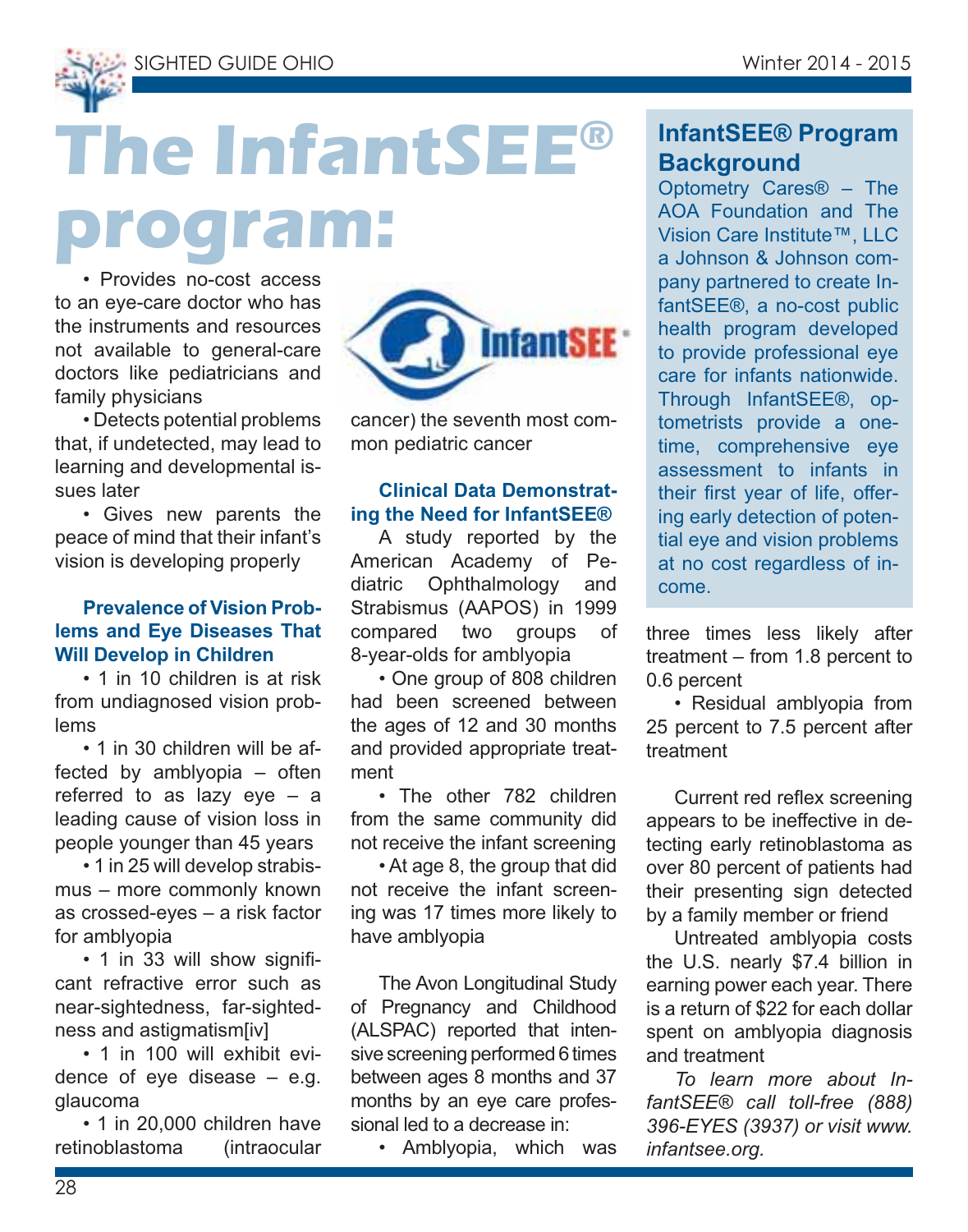# The InfantSEE® program:

• Provides no-cost access to an eye-care doctor who has the instruments and resources not available to general-care doctors like pediatricians and family physicians

• Detects potential problems that, if undetected, may lead to learning and developmental issues later

• Gives new parents the peace of mind that their infant's vision is developing properly

### Prevalence of Vision Problems and Eye Diseases That Will Develop in Children

• 1 in 10 children is at risk from undiagnosed vision problems

• 1 in 30 children will be affected by amblyopia – often referred to as lazy eye – a leading cause of vision loss in people younger than 45 years

• 1 in 25 will develop strabismus – more commonly known as crossed-eyes – a risk factor for amblyopia

• 1 in 33 will show significant refractive error such as near-sightedness, far-sightedness and astigmatism[iv]

• 1 in 100 will exhibit evidence of eye disease – e.g. glaucoma

• 1 in 20,000 children have retinoblastoma (intraocular cancer) the seventh most common pediatric cancer

### Clinical Data Demonstrating the Need for InfantSEE®

A study reported by the American Academy of Pediatric Ophthalmology and Strabismus (AAPOS) in 1999 compared two groups of 8-year-olds for amblyopia

• One group of 808 children had been screened between the ages of 12 and 30 months and provided appropriate treatment

• The other 782 children from the same community did not receive the infant screening

• At age 8, the group that did not receive the infant screening was 17 times more likely to have amblyopia

The Avon Longitudinal Study of Pregnancy and Childhood (ALSPAC) reported that intensive screening performed 6 times between ages 8 months and 37 months by an eye care professional led to a decrease in:

• Amblyopia, which was three times less likely after treatment – from 1.8 percent to 0.6 percent

• Residual amblyopia from 25 percent to 7.5 percent after treatment

Current red reflex screening appears to be ineffective in detecting early retinoblastoma as over 80 percent of patients had their presenting sign detected by a family member or friend

Untreated amblyopia costs the U.S. nearly $7.4 billion in earning power each year. There is a return of $22 for each dollar spent on amblyopia diagnosis and treatment

*To learn more about InfantSEE® call toll-free (888) 396-EYES (3937) or visit www.infantsee.org.*

## InfantSEE® Program Background

Optometry Cares® – The AOA Foundation and The Vision Care Institute™, LLC a Johnson & Johnson company partnered to create InfantSEE®, a no-cost public health program developed to provide professional eye care for infants nationwide. Through InfantSEE®, optometrists provide a one-time, comprehensive eye assessment to infants in their first year of life, offering early detection of potential eye and vision problems at no cost regardless of income.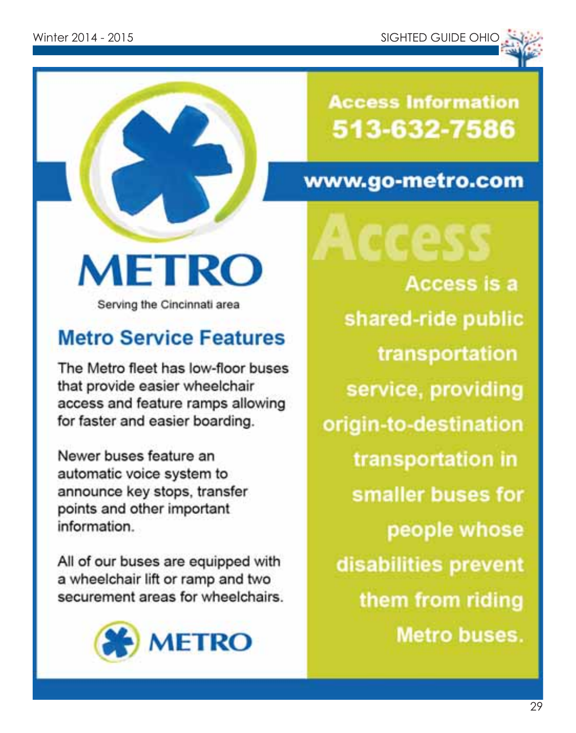# METRO

Serving the Cincinnati area

## Metro Service Features

The Metro fleet has low-floor buses that provide easier wheelchair access and feature ramps allowing for faster and easier boarding.

Newer buses feature an automatic voice system to announce key stops, transfer points and other important information.

All of our buses are equipped with a wheelchair lift or ramp and two securement areas for wheelchairs.

METRO

## Access Information 513-632-7586

**www.go-metro.com**

## Access

**Access is a shared-ride public transportation service, providing origin-to-destination transportation in smaller buses for people whose disabilities prevent them from riding Metro buses.**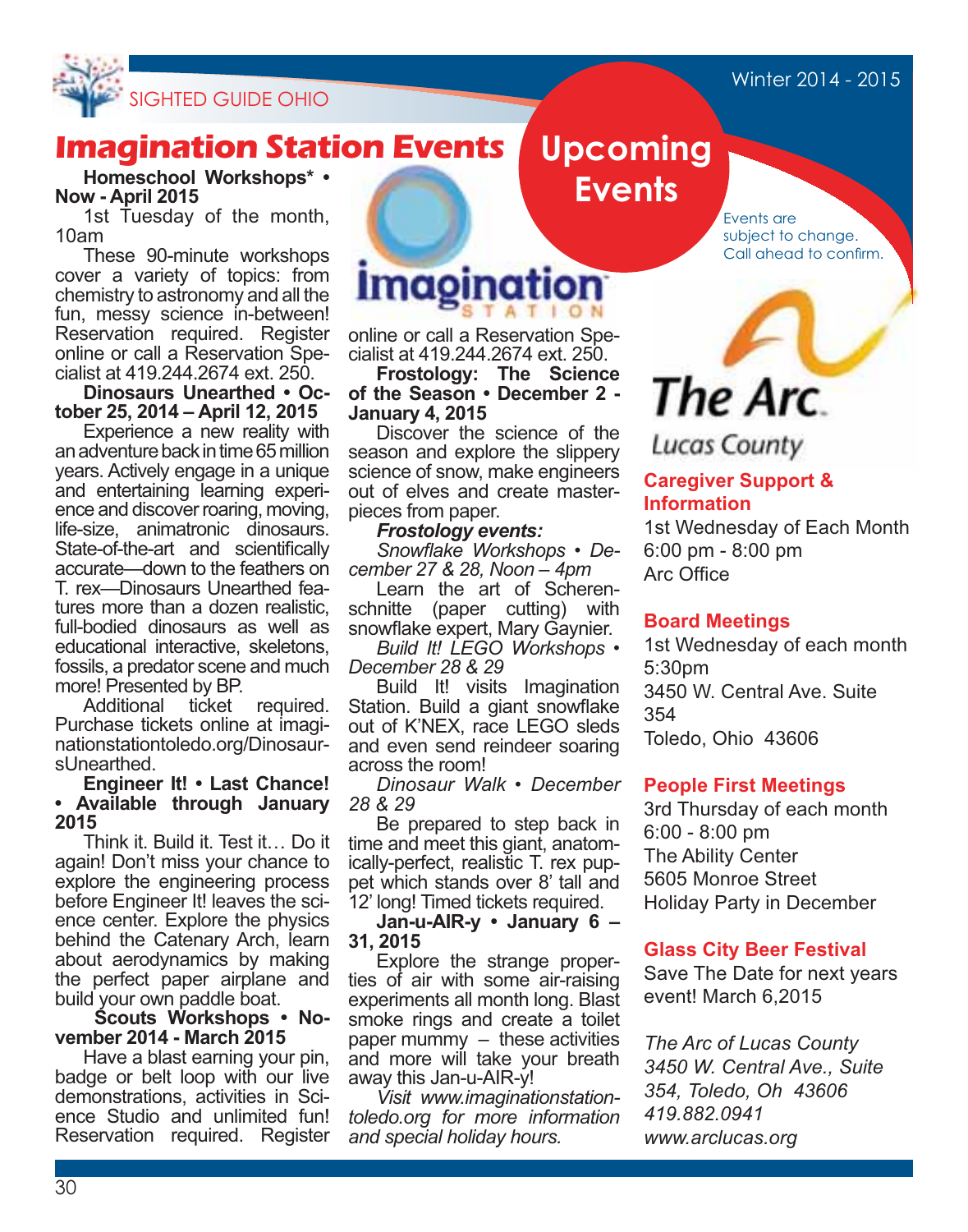# Upcoming Events

*Events are subject to change. Call ahead to confirm.*

## Imagination Station Events

**Homeschool Workshops* • Now - April 2015**

1st Tuesday of the month, 10am

These 90-minute workshops cover a variety of topics: from chemistry to astronomy and all the fun, messy science in-between! Reservation required. Register online or call a Reservation Specialist at 419.244.2674 ext. 250.

**Dinosaurs Unearthed • October 25, 2014 – April 12, 2015**

Experience a new reality with an adventure back in time 65 million years. Actively engage in a unique and entertaining learning experience and discover roaring, moving, life-size, animatronic dinosaurs. State-of-the-art and scientifically accurate—down to the feathers on T. rex—Dinosaurs Unearthed features more than a dozen realistic, full-bodied dinosaurs as well as educational interactive, skeletons, fossils, a predator scene and much more! Presented by BP.

Additional ticket required. Purchase tickets online at imaginationstationtoledo.org/DinosaursUnearthed.

**Engineer It! • Last Chance! • Available through January 2015**

Think it. Build it. Test it… Do it again! Don't miss your chance to explore the engineering process before Engineer It! leaves the science center. Explore the physics behind the Catenary Arch, learn about aerodynamics by making the perfect paper airplane and build your own paddle boat.

**Scouts Workshops • November 2014 - March 2015**

Have a blast earning your pin, badge or belt loop with our live demonstrations, activities in Science Studio and unlimited fun! Reservation required. Register online or call a Reservation Specialist at 419.244.2674 ext. 250.

**Frostology: The Science of the Season • December 2 - January 4, 2015**

Discover the science of the season and explore the slippery science of snow, make engineers out of elves and create masterpieces from paper.

***Frostology events:***

*Snowflake Workshops • December 27 & 28, Noon – 4pm*

Learn the art of Scherenschnitte (paper cutting) with snowflake expert, Mary Gaynier.

*Build It! LEGO Workshops • December 28 & 29*

Build It! visits Imagination Station. Build a giant snowflake out of K'NEX, race LEGO sleds and even send reindeer soaring across the room!

*Dinosaur Walk • December 28 & 29*

Be prepared to step back in time and meet this giant, anatomically-perfect, realistic T. rex puppet which stands over 8' tall and 12' long! Timed tickets required.

**Jan-u-AIR-y • January 6 – 31, 2015**

Explore the strange properties of air with some air-raising experiments all month long. Blast smoke rings and create a toilet paper mummy – these activities and more will take your breath away this Jan-u-AIR-y!

*Visit www.imaginationstationtoledo.org for more information and special holiday hours.*

## The Arc Lucas County

**Caregiver Support & Information**

1st Wednesday of Each Month
6:00 pm - 8:00 pm
Arc Office

**Board Meetings**

1st Wednesday of each month
5:30pm
3450 W. Central Ave. Suite 354
Toledo, Ohio 43606

**People First Meetings**

3rd Thursday of each month
6:00 - 8:00 pm
The Ability Center
5605 Monroe Street
Holiday Party in December

**Glass City Beer Festival**

Save The Date for next years event! March 6,2015

*The Arc of Lucas County*
*3450 W. Central Ave., Suite 354, Toledo, Oh 43606*
*419.882.0941*
*www.arclucas.org*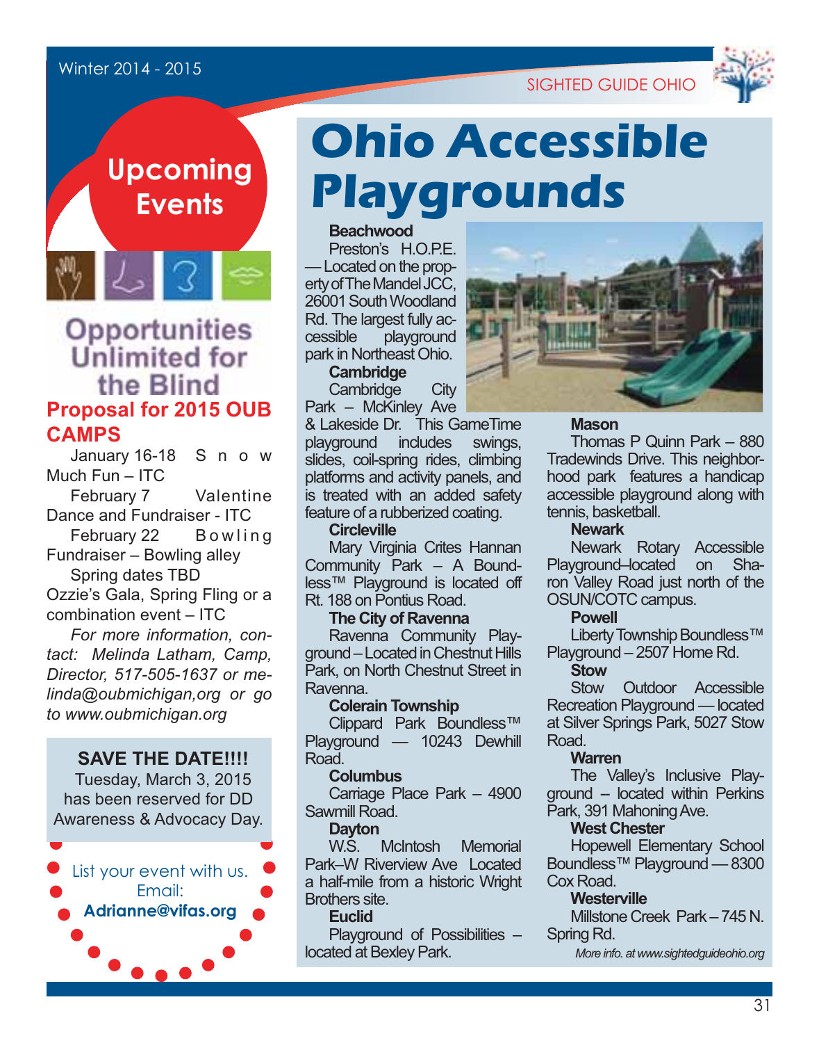# Upcoming Events

## Opportunities Unlimited for the Blind

### Proposal for 2015 OUB CAMPS

January 16-18 Snow Much Fun – ITC

February 7 Valentine Dance and Fundraiser - ITC

February 22 Bowling Fundraiser – Bowling alley

Spring dates TBD Ozzie's Gala, Spring Fling or a combination event – ITC

*For more information, contact: Melinda Latham, Camp, Director, 517-505-1637 or melinda@oubmichigan,org or go to www.oubmichigan.org*

**SAVE THE DATE!!!!**

Tuesday, March 3, 2015 has been reserved for DD Awareness & Advocacy Day.

List your event with us. Email: **Adrianne@vifas.org**

# Ohio Accessible Playgrounds

**Beachwood**

Preston's H.O.P.E. — Located on the property of The Mandel JCC, 26001 South Woodland Rd. The largest fully accessible playground park in Northeast Ohio.

**Cambridge**

Cambridge City Park – McKinley Ave & Lakeside Dr. This GameTime playground includes swings, slides, coil-spring rides, climbing platforms and activity panels, and is treated with an added safety feature of a rubberized coating.

**Circleville**

Mary Virginia Crites Hannan Community Park – A Boundless™ Playground is located off Rt. 188 on Pontius Road.

**The City of Ravenna**

Ravenna Community Playground – Located in Chestnut Hills Park, on North Chestnut Street in Ravenna.

**Colerain Township**

Clippard Park Boundless™ Playground — 10243 Dewhill Road.

**Columbus**

Carriage Place Park – 4900 Sawmill Road.

**Dayton**

W.S. McIntosh Memorial Park–W Riverview Ave Located a half-mile from a historic Wright Brothers site.

**Euclid**

Playground of Possibilities – located at Bexley Park.

**Mason**

Thomas P Quinn Park – 880 Tradewinds Drive. This neighborhood park features a handicap accessible playground along with tennis, basketball.

**Newark**

Newark Rotary Accessible Playground–located on Sharon Valley Road just north of the OSUN/COTC campus.

**Powell**

Liberty Township Boundless™ Playground – 2507 Home Rd.

**Stow**

Stow Outdoor Accessible Recreation Playground — located at Silver Springs Park, 5027 Stow Road.

**Warren**

The Valley's Inclusive Playground – located within Perkins Park, 391 Mahoning Ave.

**West Chester**

Hopewell Elementary School Boundless™ Playground — 8300 Cox Road.

**Westerville**

Millstone Creek Park – 745 N. Spring Rd.

*More info. at www.sightedguideohio.org*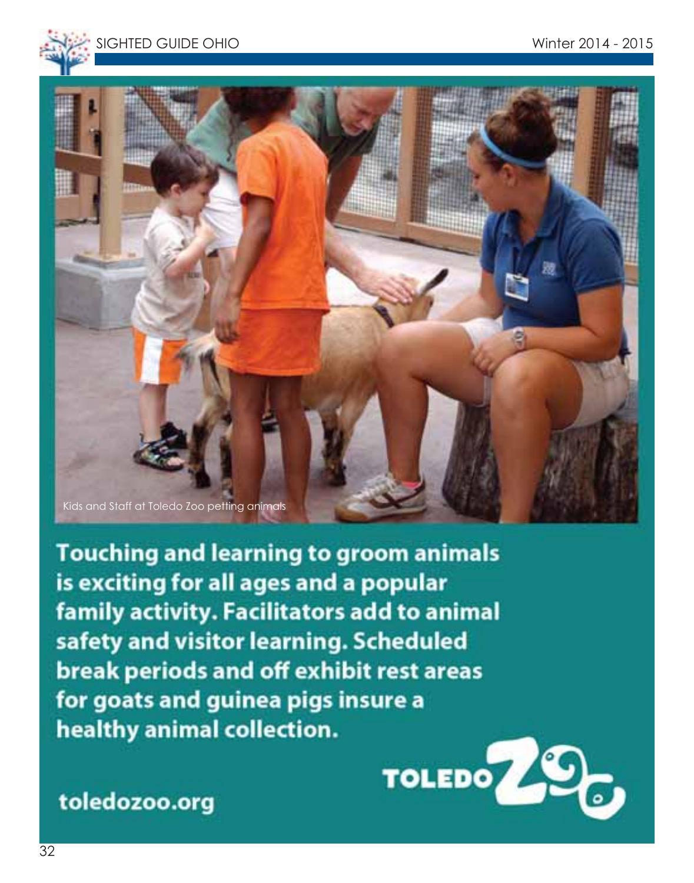Kids and Staff at Toledo Zoo petting animals

**Touching and learning to groom animals is exciting for all ages and a popular family activity. Facilitators add to animal safety and visitor learning. Scheduled break periods and off exhibit rest areas for goats and guinea pigs insure a healthy animal collection.**

**toledozoo.org**

TOLEDO ZOO